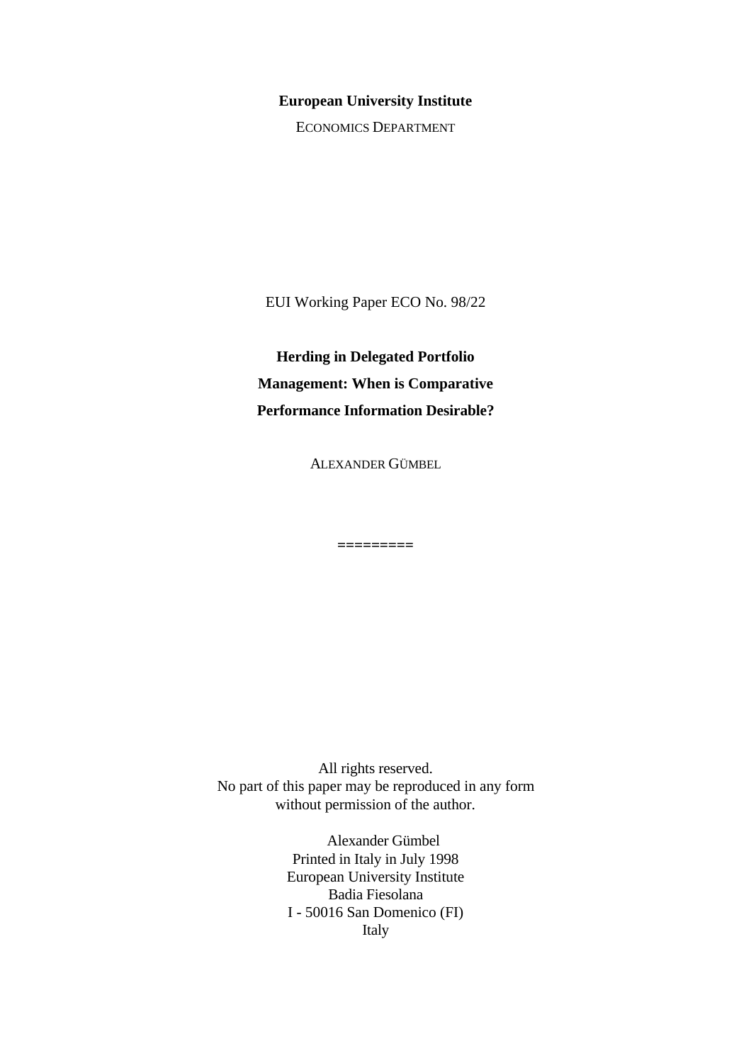**European University Institute**

ECONOMICS DEPARTMENT

EUI Working Paper ECO No. 98/22

# Herding in Delegated Portfolio Management: When is Comparative Performance Information Desirable?

ALEXANDER GÜMBEL

=========

All rights reserved.
No part of this paper may be reproduced in any form
without permission of the author.

Alexander Gümbel
Printed in Italy in July 1998
European University Institute
Badia Fiesolana
I - 50016 San Domenico (FI)
Italy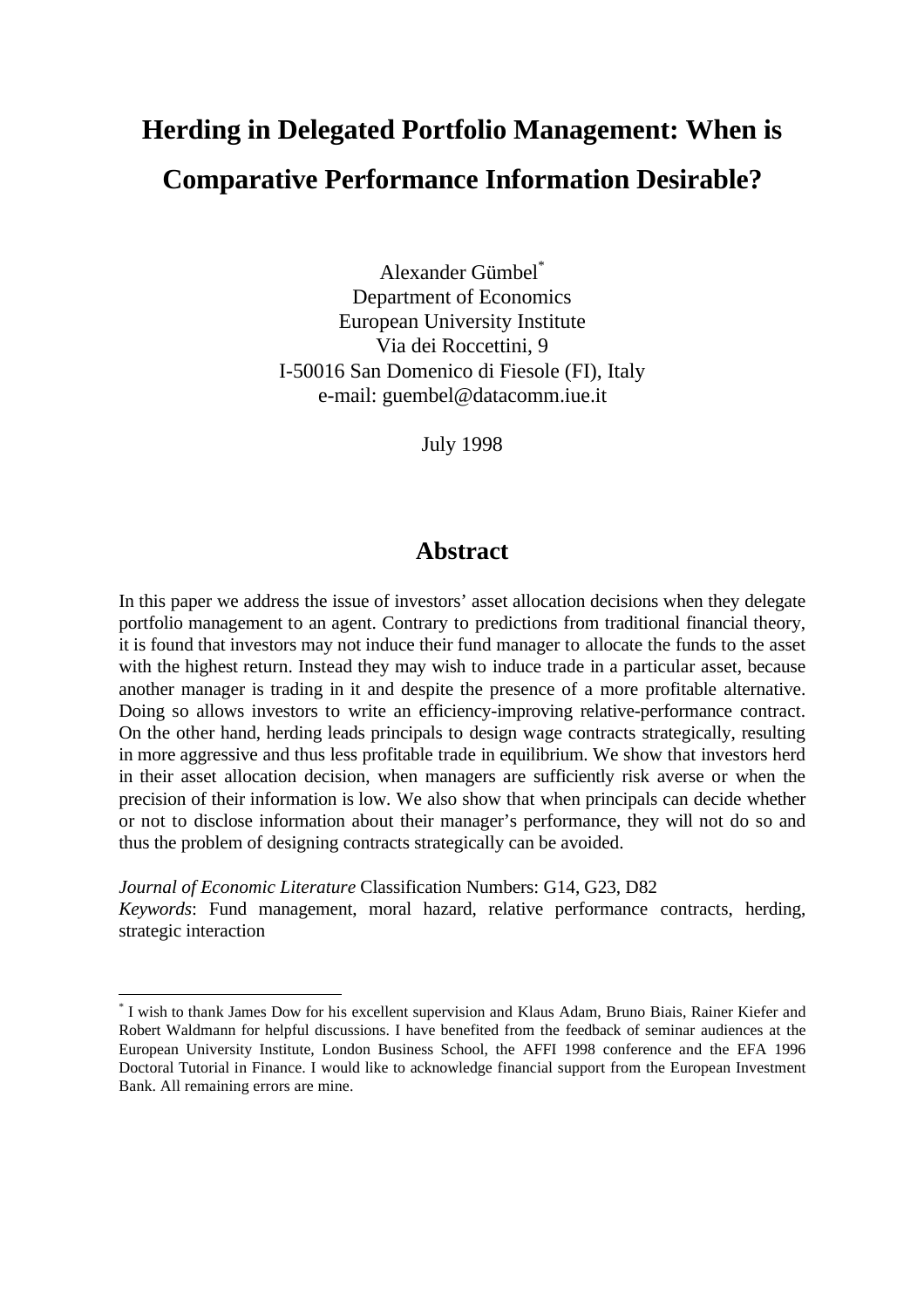# Herding in Delegated Portfolio Management: When is Comparative Performance Information Desirable?

Alexander Gümbel[*]
Department of Economics
European University Institute
Via dei Roccettini, 9
I-50016 San Domenico di Fiesole (FI), Italy
e-mail: guembel@datacomm.iue.it

July 1998

## Abstract

In this paper we address the issue of investors' asset allocation decisions when they delegate portfolio management to an agent. Contrary to predictions from traditional financial theory, it is found that investors may not induce their fund manager to allocate the funds to the asset with the highest return. Instead they may wish to induce trade in a particular asset, because another manager is trading in it and despite the presence of a more profitable alternative. Doing so allows investors to write an efficiency-improving relative-performance contract. On the other hand, herding leads principals to design wage contracts strategically, resulting in more aggressive and thus less profitable trade in equilibrium. We show that investors herd in their asset allocation decision, when managers are sufficiently risk averse or when the precision of their information is low. We also show that when principals can decide whether or not to disclose information about their manager's performance, they will not do so and thus the problem of designing contracts strategically can be avoided.

*Journal of Economic Literature* Classification Numbers: G14, G23, D82

*Keywords*: Fund management, moral hazard, relative performance contracts, herding, strategic interaction

---

[*] I wish to thank James Dow for his excellent supervision and Klaus Adam, Bruno Biais, Rainer Kiefer and Robert Waldmann for helpful discussions. I have benefited from the feedback of seminar audiences at the European University Institute, London Business School, the AFFI 1998 conference and the EFA 1996 Doctoral Tutorial in Finance. I would like to acknowledge financial support from the European Investment Bank. All remaining errors are mine.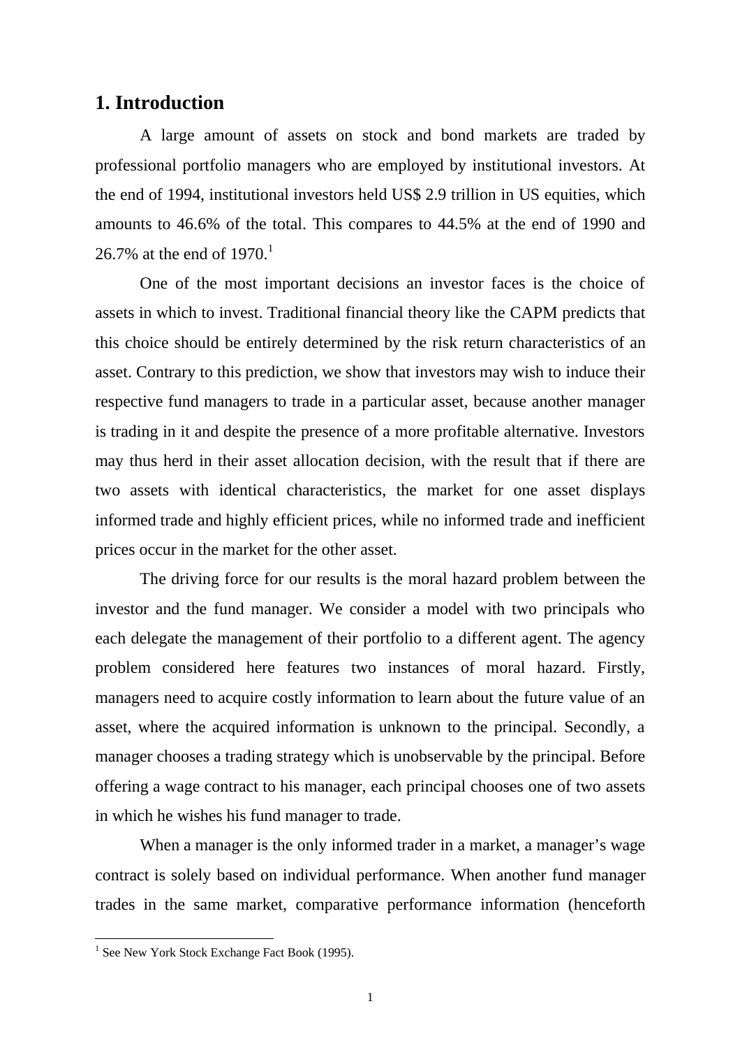## 1. Introduction

A large amount of assets on stock and bond markets are traded by professional portfolio managers who are employed by institutional investors. At the end of 1994, institutional investors held US$ 2.9 trillion in US equities, which amounts to 46.6% of the total. This compares to 44.5% at the end of 1990 and 26.7% at the end of 1970.[1]

One of the most important decisions an investor faces is the choice of assets in which to invest. Traditional financial theory like the CAPM predicts that this choice should be entirely determined by the risk return characteristics of an asset. Contrary to this prediction, we show that investors may wish to induce their respective fund managers to trade in a particular asset, because another manager is trading in it and despite the presence of a more profitable alternative. Investors may thus herd in their asset allocation decision, with the result that if there are two assets with identical characteristics, the market for one asset displays informed trade and highly efficient prices, while no informed trade and inefficient prices occur in the market for the other asset.

The driving force for our results is the moral hazard problem between the investor and the fund manager. We consider a model with two principals who each delegate the management of their portfolio to a different agent. The agency problem considered here features two instances of moral hazard. Firstly, managers need to acquire costly information to learn about the future value of an asset, where the acquired information is unknown to the principal. Secondly, a manager chooses a trading strategy which is unobservable by the principal. Before offering a wage contract to his manager, each principal chooses one of two assets in which he wishes his fund manager to trade.

When a manager is the only informed trader in a market, a manager's wage contract is solely based on individual performance. When another fund manager trades in the same market, comparative performance information (henceforth

[1] See New York Stock Exchange Fact Book (1995).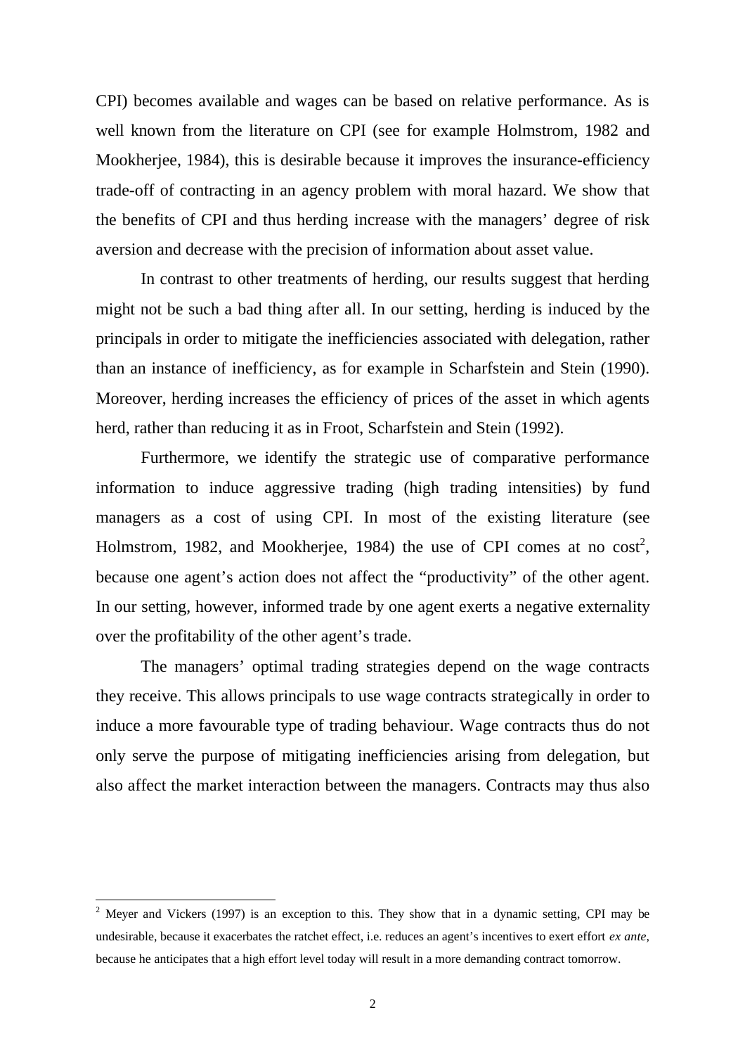CPI) becomes available and wages can be based on relative performance. As is well known from the literature on CPI (see for example Holmstrom, 1982 and Mookherjee, 1984), this is desirable because it improves the insurance-efficiency trade-off of contracting in an agency problem with moral hazard. We show that the benefits of CPI and thus herding increase with the managers' degree of risk aversion and decrease with the precision of information about asset value.

In contrast to other treatments of herding, our results suggest that herding might not be such a bad thing after all. In our setting, herding is induced by the principals in order to mitigate the inefficiencies associated with delegation, rather than an instance of inefficiency, as for example in Scharfstein and Stein (1990). Moreover, herding increases the efficiency of prices of the asset in which agents herd, rather than reducing it as in Froot, Scharfstein and Stein (1992).

Furthermore, we identify the strategic use of comparative performance information to induce aggressive trading (high trading intensities) by fund managers as a cost of using CPI. In most of the existing literature (see Holmstrom, 1982, and Mookherjee, 1984) the use of CPI comes at no cost[2], because one agent's action does not affect the "productivity" of the other agent. In our setting, however, informed trade by one agent exerts a negative externality over the profitability of the other agent's trade.

The managers' optimal trading strategies depend on the wage contracts they receive. This allows principals to use wage contracts strategically in order to induce a more favourable type of trading behaviour. Wage contracts thus do not only serve the purpose of mitigating inefficiencies arising from delegation, but also affect the market interaction between the managers. Contracts may thus also

---

[2] Meyer and Vickers (1997) is an exception to this. They show that in a dynamic setting, CPI may be undesirable, because it exacerbates the ratchet effect, i.e. reduces an agent's incentives to exert effort *ex ante*, because he anticipates that a high effort level today will result in a more demanding contract tomorrow.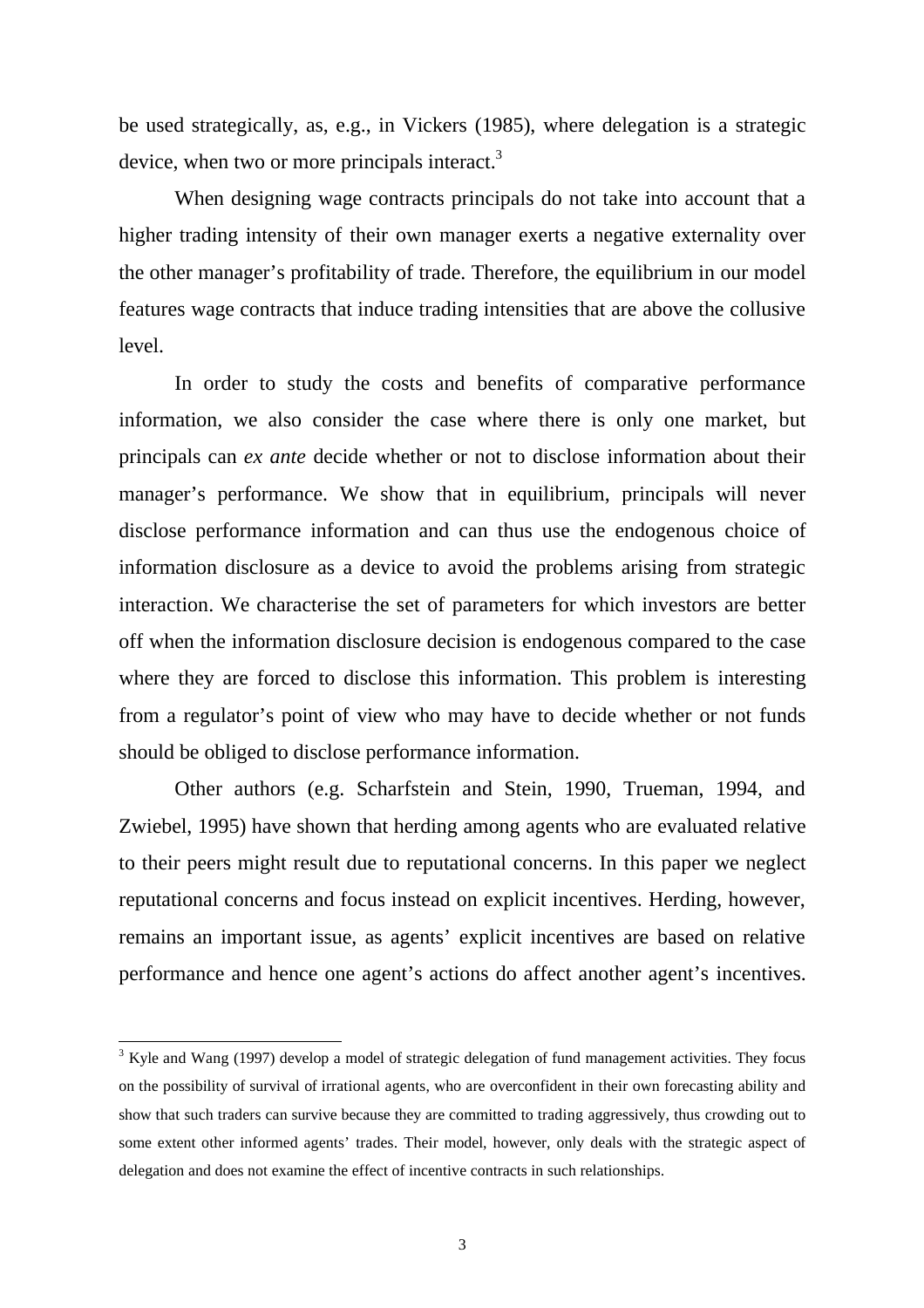be used strategically, as, e.g., in Vickers (1985), where delegation is a strategic device, when two or more principals interact.[3]

When designing wage contracts principals do not take into account that a higher trading intensity of their own manager exerts a negative externality over the other manager's profitability of trade. Therefore, the equilibrium in our model features wage contracts that induce trading intensities that are above the collusive level.

In order to study the costs and benefits of comparative performance information, we also consider the case where there is only one market, but principals can *ex ante* decide whether or not to disclose information about their manager's performance. We show that in equilibrium, principals will never disclose performance information and can thus use the endogenous choice of information disclosure as a device to avoid the problems arising from strategic interaction. We characterise the set of parameters for which investors are better off when the information disclosure decision is endogenous compared to the case where they are forced to disclose this information. This problem is interesting from a regulator's point of view who may have to decide whether or not funds should be obliged to disclose performance information.

Other authors (e.g. Scharfstein and Stein, 1990, Trueman, 1994, and Zwiebel, 1995) have shown that herding among agents who are evaluated relative to their peers might result due to reputational concerns. In this paper we neglect reputational concerns and focus instead on explicit incentives. Herding, however, remains an important issue, as agents' explicit incentives are based on relative performance and hence one agent's actions do affect another agent's incentives.

---

[3] Kyle and Wang (1997) develop a model of strategic delegation of fund management activities. They focus on the possibility of survival of irrational agents, who are overconfident in their own forecasting ability and show that such traders can survive because they are committed to trading aggressively, thus crowding out to some extent other informed agents' trades. Their model, however, only deals with the strategic aspect of delegation and does not examine the effect of incentive contracts in such relationships.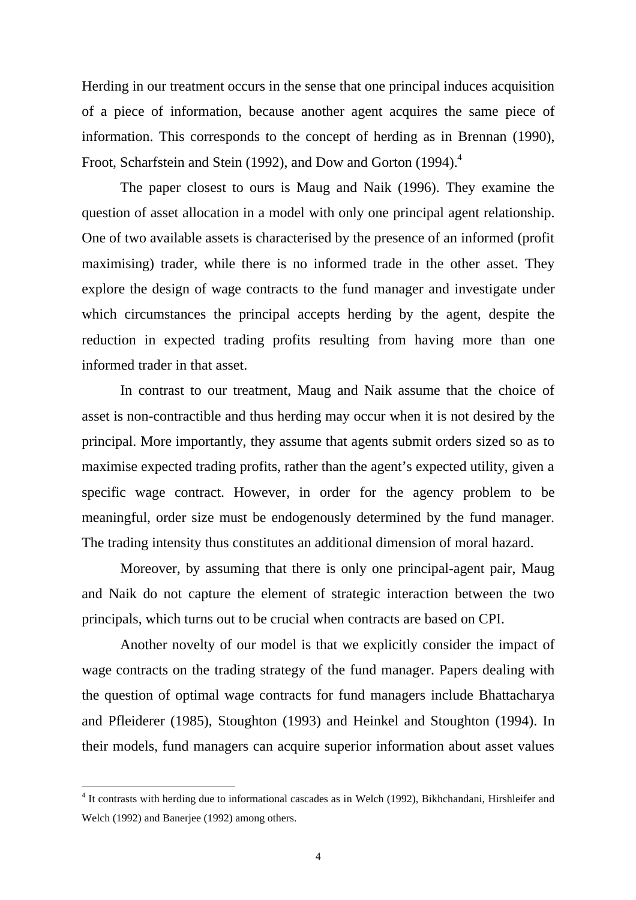Herding in our treatment occurs in the sense that one principal induces acquisition of a piece of information, because another agent acquires the same piece of information. This corresponds to the concept of herding as in Brennan (1990), Froot, Scharfstein and Stein (1992), and Dow and Gorton (1994).[4]

The paper closest to ours is Maug and Naik (1996). They examine the question of asset allocation in a model with only one principal agent relationship. One of two available assets is characterised by the presence of an informed (profit maximising) trader, while there is no informed trade in the other asset. They explore the design of wage contracts to the fund manager and investigate under which circumstances the principal accepts herding by the agent, despite the reduction in expected trading profits resulting from having more than one informed trader in that asset.

In contrast to our treatment, Maug and Naik assume that the choice of asset is non-contractible and thus herding may occur when it is not desired by the principal. More importantly, they assume that agents submit orders sized so as to maximise expected trading profits, rather than the agent's expected utility, given a specific wage contract. However, in order for the agency problem to be meaningful, order size must be endogenously determined by the fund manager. The trading intensity thus constitutes an additional dimension of moral hazard.

Moreover, by assuming that there is only one principal-agent pair, Maug and Naik do not capture the element of strategic interaction between the two principals, which turns out to be crucial when contracts are based on CPI.

Another novelty of our model is that we explicitly consider the impact of wage contracts on the trading strategy of the fund manager. Papers dealing with the question of optimal wage contracts for fund managers include Bhattacharya and Pfleiderer (1985), Stoughton (1993) and Heinkel and Stoughton (1994). In their models, fund managers can acquire superior information about asset values

[4] It contrasts with herding due to informational cascades as in Welch (1992), Bikhchandani, Hirshleifer and Welch (1992) and Banerjee (1992) among others.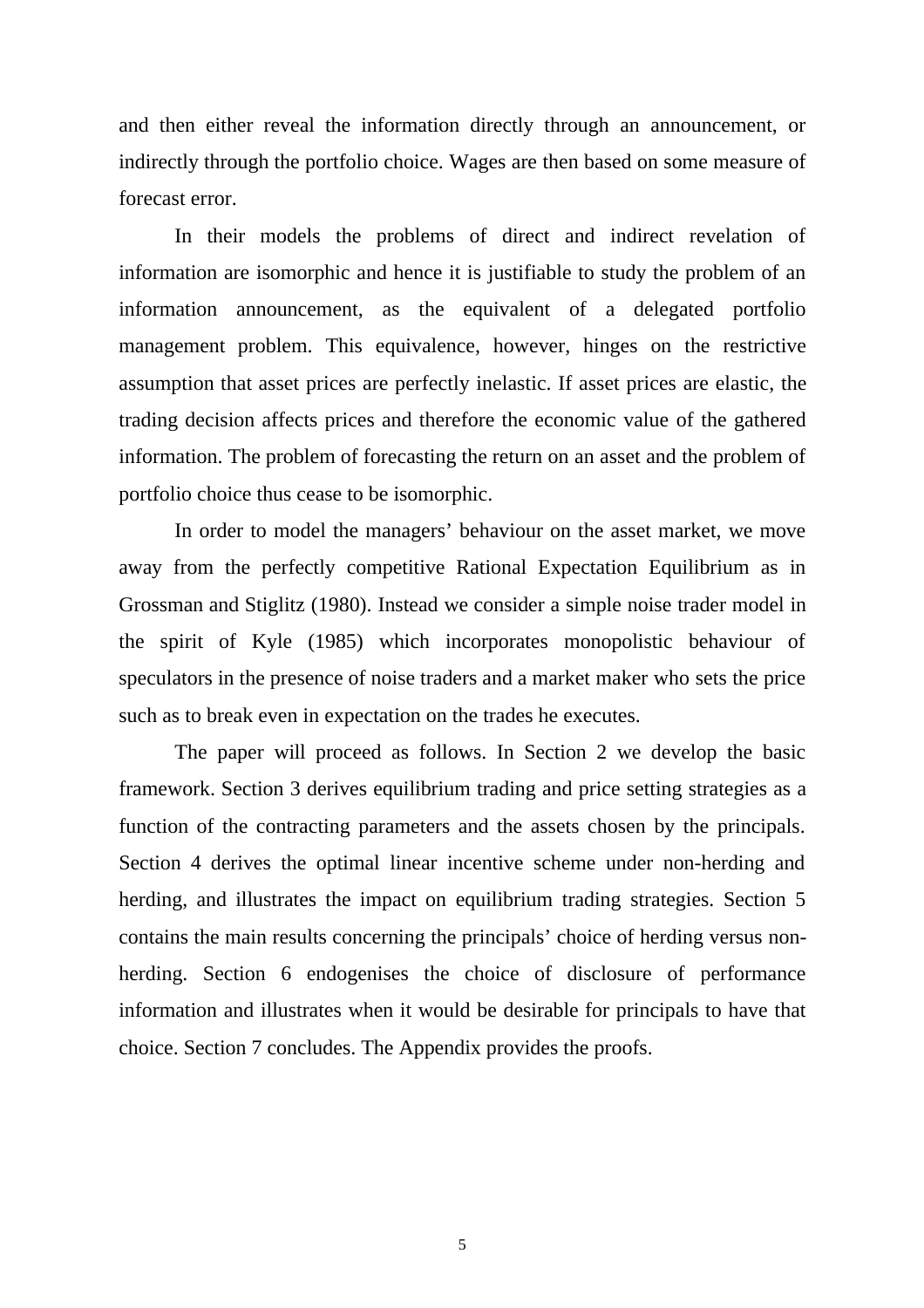and then either reveal the information directly through an announcement, or indirectly through the portfolio choice. Wages are then based on some measure of forecast error.

In their models the problems of direct and indirect revelation of information are isomorphic and hence it is justifiable to study the problem of an information announcement, as the equivalent of a delegated portfolio management problem. This equivalence, however, hinges on the restrictive assumption that asset prices are perfectly inelastic. If asset prices are elastic, the trading decision affects prices and therefore the economic value of the gathered information. The problem of forecasting the return on an asset and the problem of portfolio choice thus cease to be isomorphic.

In order to model the managers' behaviour on the asset market, we move away from the perfectly competitive Rational Expectation Equilibrium as in Grossman and Stiglitz (1980). Instead we consider a simple noise trader model in the spirit of Kyle (1985) which incorporates monopolistic behaviour of speculators in the presence of noise traders and a market maker who sets the price such as to break even in expectation on the trades he executes.

The paper will proceed as follows. In Section 2 we develop the basic framework. Section 3 derives equilibrium trading and price setting strategies as a function of the contracting parameters and the assets chosen by the principals. Section 4 derives the optimal linear incentive scheme under non-herding and herding, and illustrates the impact on equilibrium trading strategies. Section 5 contains the main results concerning the principals' choice of herding versus non-herding. Section 6 endogenises the choice of disclosure of performance information and illustrates when it would be desirable for principals to have that choice. Section 7 concludes. The Appendix provides the proofs.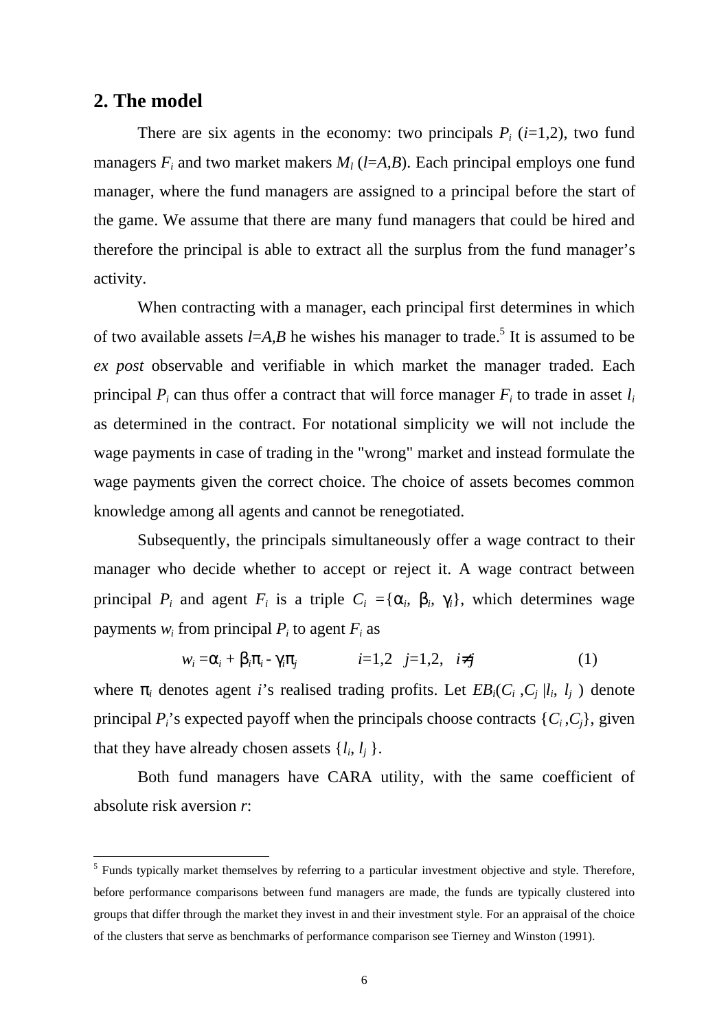## 2. The model

There are six agents in the economy: two principals $P_i$ ($i$=1,2), two fund managers $F_i$ and two market makers $M_l$ ($l$=$A$,$B$). Each principal employs one fund manager, where the fund managers are assigned to a principal before the start of the game. We assume that there are many fund managers that could be hired and therefore the principal is able to extract all the surplus from the fund manager's activity.

When contracting with a manager, each principal first determines in which of two available assets $l$=$A$,$B$ he wishes his manager to trade.[5] It is assumed to be *ex post* observable and verifiable in which market the manager traded. Each principal $P_i$ can thus offer a contract that will force manager $F_i$ to trade in asset $l_i$ as determined in the contract. For notational simplicity we will not include the wage payments in case of trading in the "wrong" market and instead formulate the wage payments given the correct choice. The choice of assets becomes common knowledge among all agents and cannot be renegotiated.

Subsequently, the principals simultaneously offer a wage contract to their manager who decide whether to accept or reject it. A wage contract between principal $P_i$ and agent $F_i$ is a triple $C_i = \{\alpha_i, \beta_i, \gamma_i\}$, which determines wage payments $w_i$ from principal $P_i$ to agent $F_i$ as

$$w_i = \alpha_i + \beta_i \pi_i - \gamma_i \pi_j \qquad i=1,2 \quad j=1,2, \quad i \neq j \tag{1}$$

where $\pi_i$ denotes agent $i$'s realised trading profits. Let $EB_i(C_i, C_j \mid l_i, l_j)$ denote principal $P_i$'s expected payoff when the principals choose contracts $\{C_i, C_j\}$, given that they have already chosen assets $\{l_i, l_j\}$.

Both fund managers have CARA utility, with the same coefficient of absolute risk aversion $r$:

[5] Funds typically market themselves by referring to a particular investment objective and style. Therefore, before performance comparisons between fund managers are made, the funds are typically clustered into groups that differ through the market they invest in and their investment style. For an appraisal of the choice of the clusters that serve as benchmarks of performance comparison see Tierney and Winston (1991).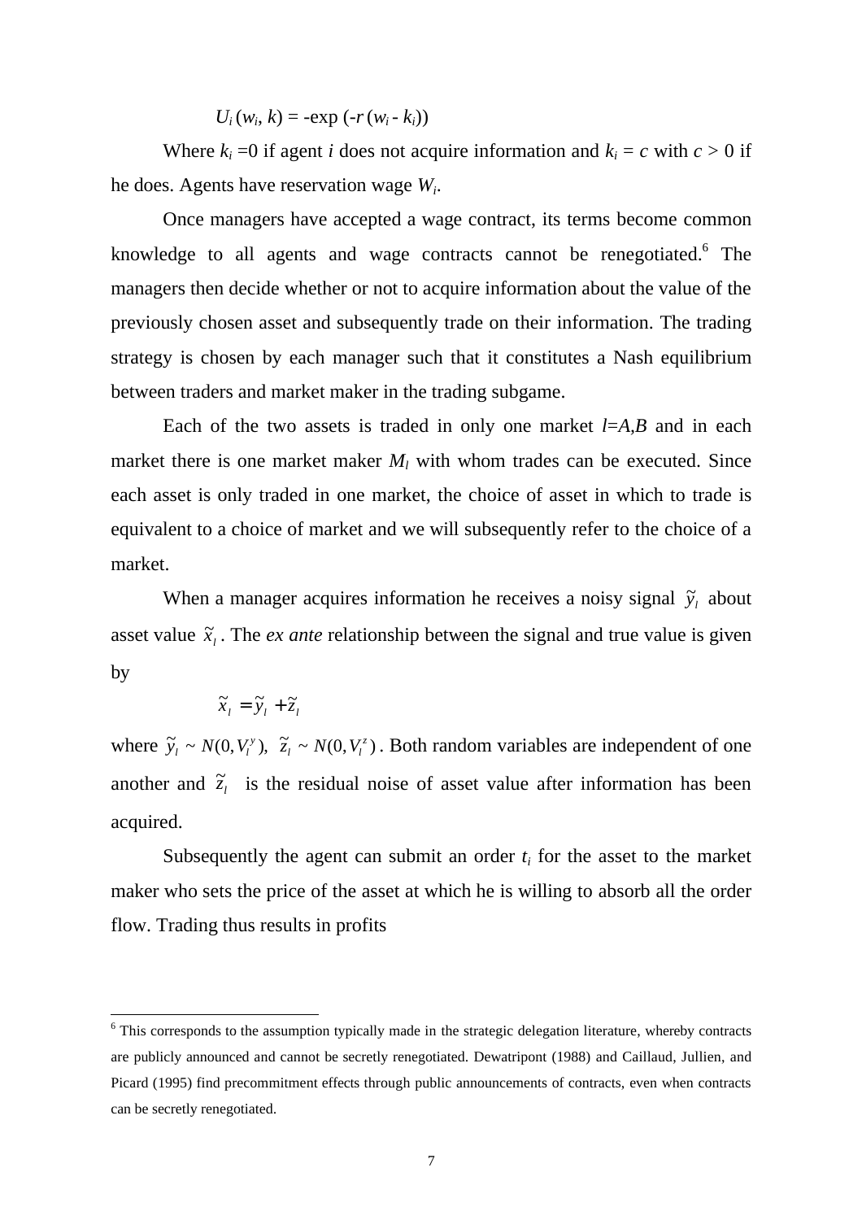$$U_i(w_i, k) = -\exp(-r(w_i - k_i))$$

Where $k_i = 0$ if agent $i$ does not acquire information and $k_i = c$ with $c > 0$ if he does. Agents have reservation wage $W_i$.

Once managers have accepted a wage contract, its terms become common knowledge to all agents and wage contracts cannot be renegotiated.[6] The managers then decide whether or not to acquire information about the value of the previously chosen asset and subsequently trade on their information. The trading strategy is chosen by each manager such that it constitutes a Nash equilibrium between traders and market maker in the trading subgame.

Each of the two assets is traded in only one market $l$=$A$,$B$ and in each market there is one market maker $M_l$ with whom trades can be executed. Since each asset is only traded in one market, the choice of asset in which to trade is equivalent to a choice of market and we will subsequently refer to the choice of a market.

When a manager acquires information he receives a noisy signal $\tilde{y}_l$ about asset value $\tilde{x}_l$. The *ex ante* relationship between the signal and true value is given by

$$\tilde{x}_l = \tilde{y}_l + \tilde{z}_l$$

where $\tilde{y}_l \sim N(0, V_l^y)$, $\tilde{z}_l \sim N(0, V_l^z)$. Both random variables are independent of one another and $\tilde{z}_l$ is the residual noise of asset value after information has been acquired.

Subsequently the agent can submit an order $t_i$ for the asset to the market maker who sets the price of the asset at which he is willing to absorb all the order flow. Trading thus results in profits

---

[6] This corresponds to the assumption typically made in the strategic delegation literature, whereby contracts are publicly announced and cannot be secretly renegotiated. Dewatripont (1988) and Caillaud, Jullien, and Picard (1995) find precommitment effects through public announcements of contracts, even when contracts can be secretly renegotiated.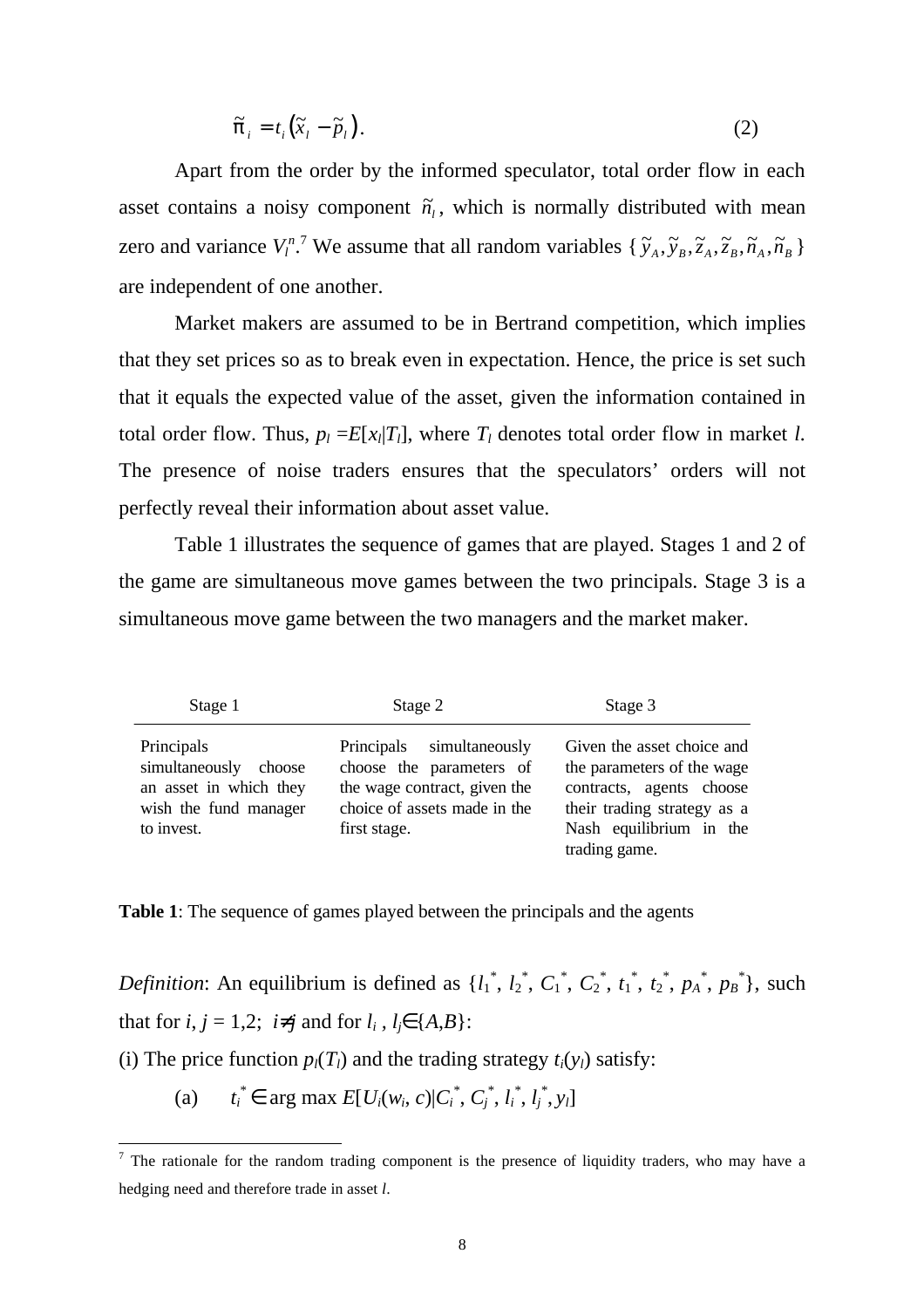$$\tilde{\pi}_i = t_i\left(\tilde{x}_l - \tilde{p}_l\right). \tag{2}$$

Apart from the order by the informed speculator, total order flow in each asset contains a noisy component $\tilde{n}_l$, which is normally distributed with mean zero and variance $V_l^n$.[7] We assume that all random variables $\{\tilde{y}_A, \tilde{y}_B, \tilde{z}_A, \tilde{z}_B, \tilde{n}_A, \tilde{n}_B\}$ are independent of one another.

Market makers are assumed to be in Bertrand competition, which implies that they set prices so as to break even in expectation. Hence, the price is set such that it equals the expected value of the asset, given the information contained in total order flow. Thus, $p_l = E[x_l|T_l]$, where $T_l$ denotes total order flow in market $l$. The presence of noise traders ensures that the speculators' orders will not perfectly reveal their information about asset value.

Table 1 illustrates the sequence of games that are played. Stages 1 and 2 of the game are simultaneous move games between the two principals. Stage 3 is a simultaneous move game between the two managers and the market maker.

| Stage 1 | Stage 2 | Stage 3 |
|---|---|---|
| Principals simultaneously choose an asset in which they wish the fund manager to invest. | Principals simultaneously choose the parameters of the wage contract, given the choice of assets made in the first stage. | Given the asset choice and the parameters of the wage contracts, agents choose their trading strategy as a Nash equilibrium in the trading game. |

**Table 1**: The sequence of games played between the principals and the agents

*Definition*: An equilibrium is defined as $\{l_1^*, l_2^*, C_1^*, C_2^*, t_1^*, t_2^*, p_A^*, p_B^*\}$, such that for $i, j = 1,2;\ i \neq j$ and for $l_i, l_j \in \{A,B\}$:

(i) The price function $p_l(T_l)$ and the trading strategy $t_i(y_l)$ satisfy:

(a) $\quad t_i^* \in \arg\max E[U_i(w_i, c)|C_i^*, C_j^*, l_i^*, l_j^*, y_l]$

[7] The rationale for the random trading component is the presence of liquidity traders, who may have a hedging need and therefore trade in asset $l$.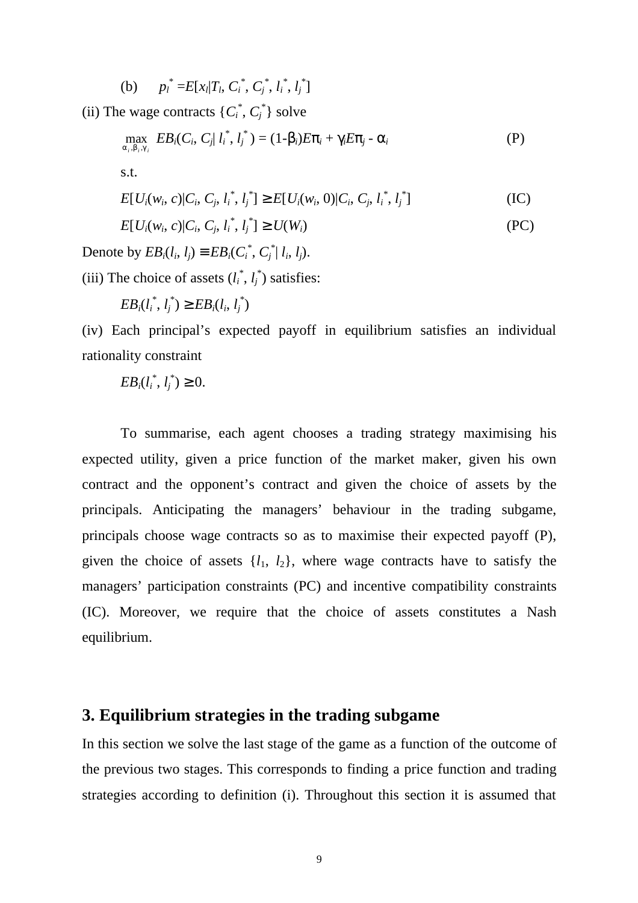(b) $p_l^* = E[x_l | T_l, C_i^*, C_j^*, l_i^*, l_j^*]$

(ii) The wage contracts $\{C_i^*, C_j^*\}$ solve

$$\max_{\alpha_i, \beta_i, \gamma_i} EB_i(C_i, C_j | l_i^*, l_j^*) = (1-\beta_i)E\pi_i + \gamma_i E\pi_j - \alpha_i \qquad \text{(P)}$$

s.t.

$$E[U_i(w_i, c) | C_i, C_j, l_i^*, l_j^*] \geq E[U_i(w_i, 0) | C_i, C_j, l_i^*, l_j^*] \qquad \text{(IC)}$$

$$E[U_i(w_i, c) | C_i, C_j, l_i^*, l_j^*] \geq U(W_i) \qquad \text{(PC)}$$

Denote by $EB_i(l_i, l_j) \equiv EB_i(C_i^*, C_j^* | l_i, l_j)$.

(iii) The choice of assets $(l_i^*, l_j^*)$ satisfies:

$$EB_i(l_i^*, l_j^*) \geq EB_i(l_i, l_j^*)$$

(iv) Each principal's expected payoff in equilibrium satisfies an individual rationality constraint

$$EB_i(l_i^*, l_j^*) \geq 0.$$

To summarise, each agent chooses a trading strategy maximising his expected utility, given a price function of the market maker, given his own contract and the opponent's contract and given the choice of assets by the principals. Anticipating the managers' behaviour in the trading subgame, principals choose wage contracts so as to maximise their expected payoff (P), given the choice of assets $\{l_1, l_2\}$, where wage contracts have to satisfy the managers' participation constraints (PC) and incentive compatibility constraints (IC). Moreover, we require that the choice of assets constitutes a Nash equilibrium.

## 3. Equilibrium strategies in the trading subgame

In this section we solve the last stage of the game as a function of the outcome of the previous two stages. This corresponds to finding a price function and trading strategies according to definition (i). Throughout this section it is assumed that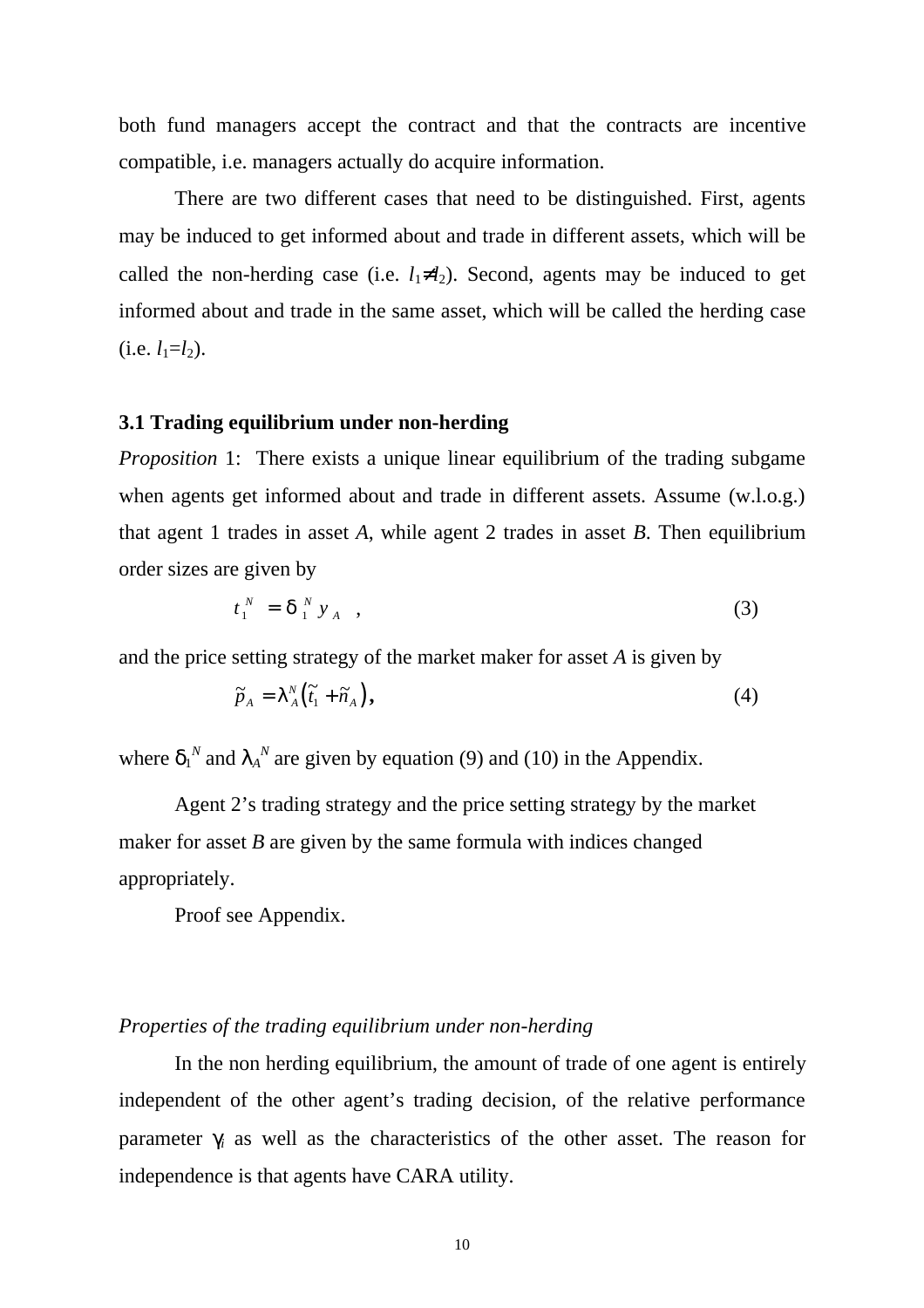both fund managers accept the contract and that the contracts are incentive compatible, i.e. managers actually do acquire information.

There are two different cases that need to be distinguished. First, agents may be induced to get informed about and trade in different assets, which will be called the non-herding case (i.e. $l_1 \neq l_2$). Second, agents may be induced to get informed about and trade in the same asset, which will be called the herding case (i.e. $l_1 = l_2$).

### 3.1 Trading equilibrium under non-herding

*Proposition* 1: There exists a unique linear equilibrium of the trading subgame when agents get informed about and trade in different assets. Assume (w.l.o.g.) that agent 1 trades in asset *A*, while agent 2 trades in asset *B*. Then equilibrium order sizes are given by

$$t_1^N = \delta_1^N y_A \quad , \tag{3}$$

and the price setting strategy of the market maker for asset *A* is given by

$$\tilde{p}_A = \lambda_A^N \left(\tilde{t}_1 + \tilde{n}_A\right), \tag{4}$$

where $\delta_1^N$ and $\lambda_A^N$ are given by equation (9) and (10) in the Appendix.

Agent 2's trading strategy and the price setting strategy by the market maker for asset *B* are given by the same formula with indices changed appropriately.

Proof see Appendix.

*Properties of the trading equilibrium under non-herding*

In the non herding equilibrium, the amount of trade of one agent is entirely independent of the other agent's trading decision, of the relative performance parameter $\gamma_i$ as well as the characteristics of the other asset. The reason for independence is that agents have CARA utility.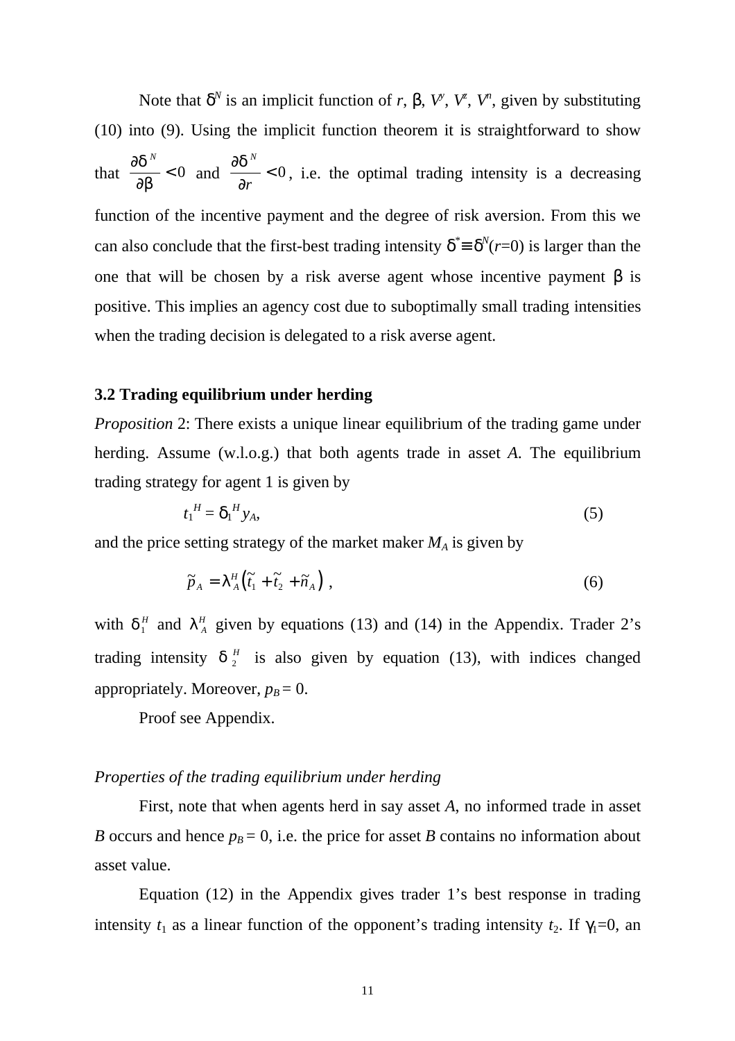Note that $\delta^N$ is an implicit function of $r$, $\beta$, $V^y$, $V^z$, $V^n$, given by substituting (10) into (9). Using the implicit function theorem it is straightforward to show that $\frac{\partial \delta^N}{\partial \beta} < 0$ and $\frac{\partial \delta^N}{\partial r} < 0$, i.e. the optimal trading intensity is a decreasing function of the incentive payment and the degree of risk aversion. From this we can also conclude that the first-best trading intensity $\delta^* \equiv \delta^N(r=0)$ is larger than the one that will be chosen by a risk averse agent whose incentive payment $\beta$ is positive. This implies an agency cost due to suboptimally small trading intensities when the trading decision is delegated to a risk averse agent.

### 3.2 Trading equilibrium under herding

*Proposition* 2: There exists a unique linear equilibrium of the trading game under herding. Assume (w.l.o.g.) that both agents trade in asset $A$. The equilibrium trading strategy for agent 1 is given by

$$t_1^H = \delta_1^H y_A, \tag{5}$$

and the price setting strategy of the market maker $M_A$ is given by

$$\tilde{p}_A = \lambda_A^H \left( \tilde{t}_1 + \tilde{t}_2 + \tilde{n}_A \right), \tag{6}$$

with $\delta_1^H$ and $\lambda_A^H$ given by equations (13) and (14) in the Appendix. Trader 2's trading intensity $\delta_2^H$ is also given by equation (13), with indices changed appropriately. Moreover, $p_B = 0$.

Proof see Appendix.

*Properties of the trading equilibrium under herding*

First, note that when agents herd in say asset $A$, no informed trade in asset $B$ occurs and hence $p_B = 0$, i.e. the price for asset $B$ contains no information about asset value.

Equation (12) in the Appendix gives trader 1's best response in trading intensity $t_1$ as a linear function of the opponent's trading intensity $t_2$. If $\gamma_1=0$, an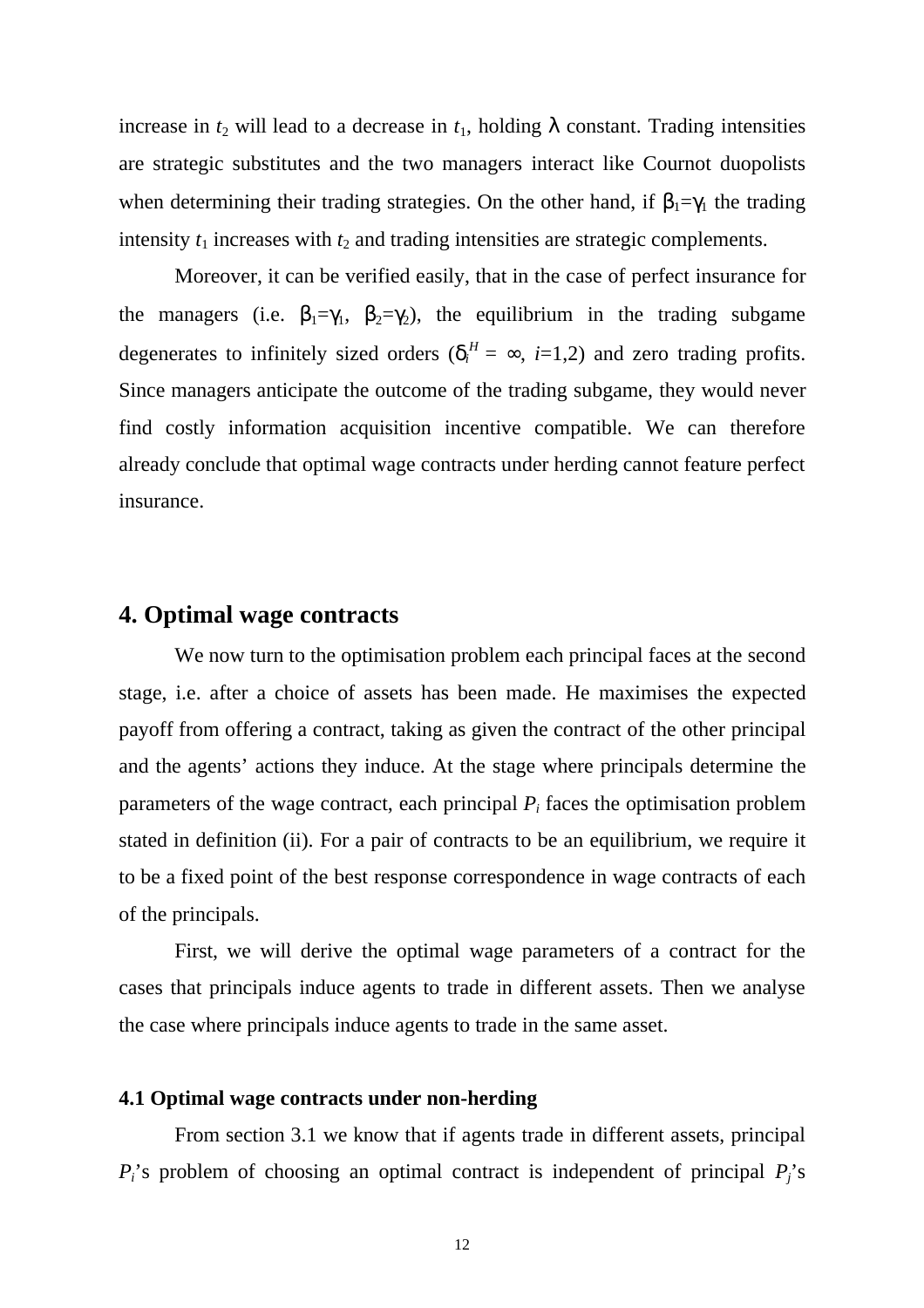increase in $t_2$ will lead to a decrease in $t_1$, holding $\lambda$ constant. Trading intensities are strategic substitutes and the two managers interact like Cournot duopolists when determining their trading strategies. On the other hand, if $\beta_1=\gamma_1$ the trading intensity $t_1$ increases with $t_2$ and trading intensities are strategic complements.

Moreover, it can be verified easily, that in the case of perfect insurance for the managers (i.e. $\beta_1=\gamma_1$, $\beta_2=\gamma_2$), the equilibrium in the trading subgame degenerates to infinitely sized orders ($\delta_i^H = \infty$, $i$=1,2) and zero trading profits. Since managers anticipate the outcome of the trading subgame, they would never find costly information acquisition incentive compatible. We can therefore already conclude that optimal wage contracts under herding cannot feature perfect insurance.

## 4. Optimal wage contracts

We now turn to the optimisation problem each principal faces at the second stage, i.e. after a choice of assets has been made. He maximises the expected payoff from offering a contract, taking as given the contract of the other principal and the agents' actions they induce. At the stage where principals determine the parameters of the wage contract, each principal $P_i$ faces the optimisation problem stated in definition (ii). For a pair of contracts to be an equilibrium, we require it to be a fixed point of the best response correspondence in wage contracts of each of the principals.

First, we will derive the optimal wage parameters of a contract for the cases that principals induce agents to trade in different assets. Then we analyse the case where principals induce agents to trade in the same asset.

### 4.1 Optimal wage contracts under non-herding

From section 3.1 we know that if agents trade in different assets, principal $P_i$'s problem of choosing an optimal contract is independent of principal $P_j$'s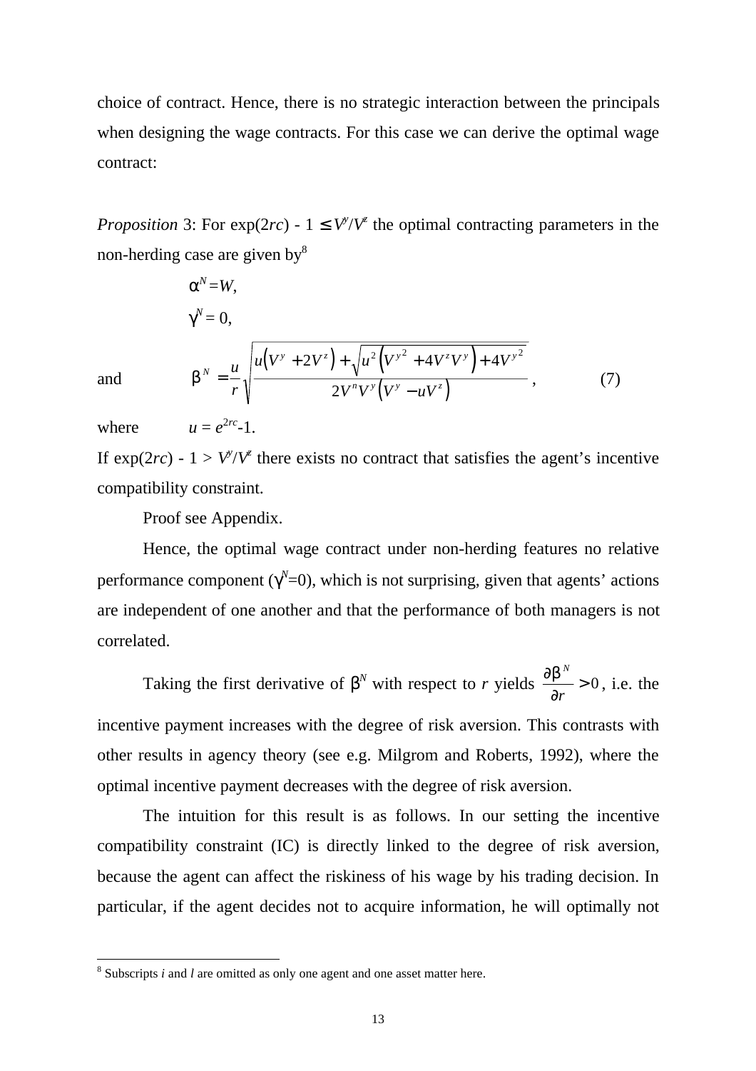choice of contract. Hence, there is no strategic interaction between the principals when designing the wage contracts. For this case we can derive the optimal wage contract:

*Proposition* 3: For $\exp(2rc) - 1 \leq V^y/V^z$ the optimal contracting parameters in the non-herding case are given by[8]

$$\alpha^N = W,$$

$$\gamma^N = 0,$$

and
$$\beta^N = \frac{u}{r}\sqrt{\frac{u\left(V^y + 2V^z\right) + \sqrt{u^2\left(V^{y2} + 4V^z V^y\right) + 4V^{y2}}}{2V^n V^y\left(V^y - uV^z\right)}}, \qquad (7)$$

where $u = e^{2rc} - 1$.

If $\exp(2rc) - 1 > V^y/V^z$ there exists no contract that satisfies the agent's incentive compatibility constraint.

Proof see Appendix.

Hence, the optimal wage contract under non-herding features no relative performance component ($\gamma^N$=0), which is not surprising, given that agents' actions are independent of one another and that the performance of both managers is not correlated.

Taking the first derivative of $\beta^N$ with respect to $r$ yields $\frac{\partial \beta^N}{\partial r} > 0$, i.e. the incentive payment increases with the degree of risk aversion. This contrasts with other results in agency theory (see e.g. Milgrom and Roberts, 1992), where the optimal incentive payment decreases with the degree of risk aversion.

The intuition for this result is as follows. In our setting the incentive compatibility constraint (IC) is directly linked to the degree of risk aversion, because the agent can affect the riskiness of his wage by his trading decision. In particular, if the agent decides not to acquire information, he will optimally not

[8] Subscripts *i* and *l* are omitted as only one agent and one asset matter here.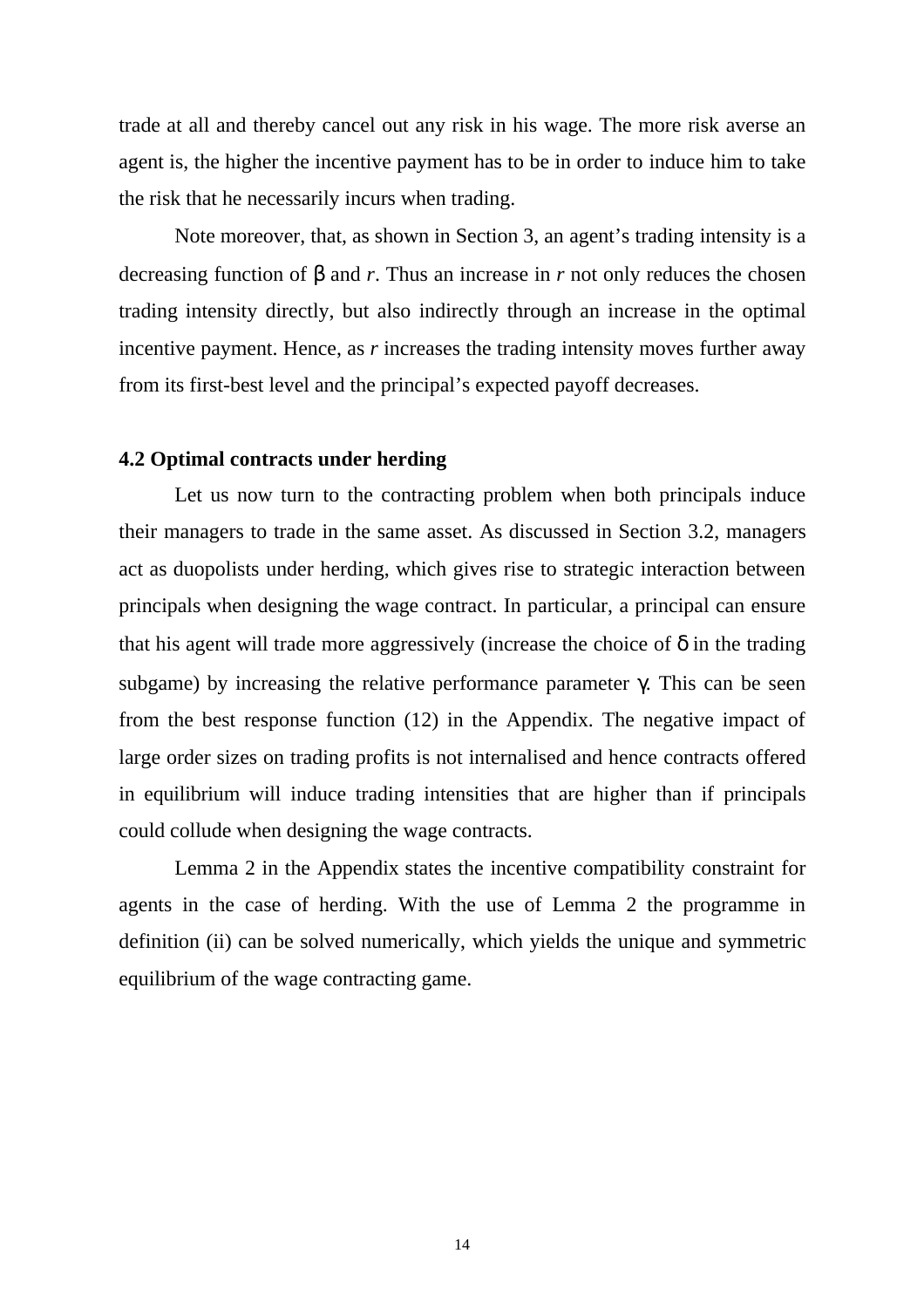trade at all and thereby cancel out any risk in his wage. The more risk averse an agent is, the higher the incentive payment has to be in order to induce him to take the risk that he necessarily incurs when trading.

Note moreover, that, as shown in Section 3, an agent's trading intensity is a decreasing function of $\beta$ and $r$. Thus an increase in $r$ not only reduces the chosen trading intensity directly, but also indirectly through an increase in the optimal incentive payment. Hence, as $r$ increases the trading intensity moves further away from its first-best level and the principal's expected payoff decreases.

### 4.2 Optimal contracts under herding

Let us now turn to the contracting problem when both principals induce their managers to trade in the same asset. As discussed in Section 3.2, managers act as duopolists under herding, which gives rise to strategic interaction between principals when designing the wage contract. In particular, a principal can ensure that his agent will trade more aggressively (increase the choice of $\delta$ in the trading subgame) by increasing the relative performance parameter $\gamma$. This can be seen from the best response function (12) in the Appendix. The negative impact of large order sizes on trading profits is not internalised and hence contracts offered in equilibrium will induce trading intensities that are higher than if principals could collude when designing the wage contracts.

Lemma 2 in the Appendix states the incentive compatibility constraint for agents in the case of herding. With the use of Lemma 2 the programme in definition (ii) can be solved numerically, which yields the unique and symmetric equilibrium of the wage contracting game.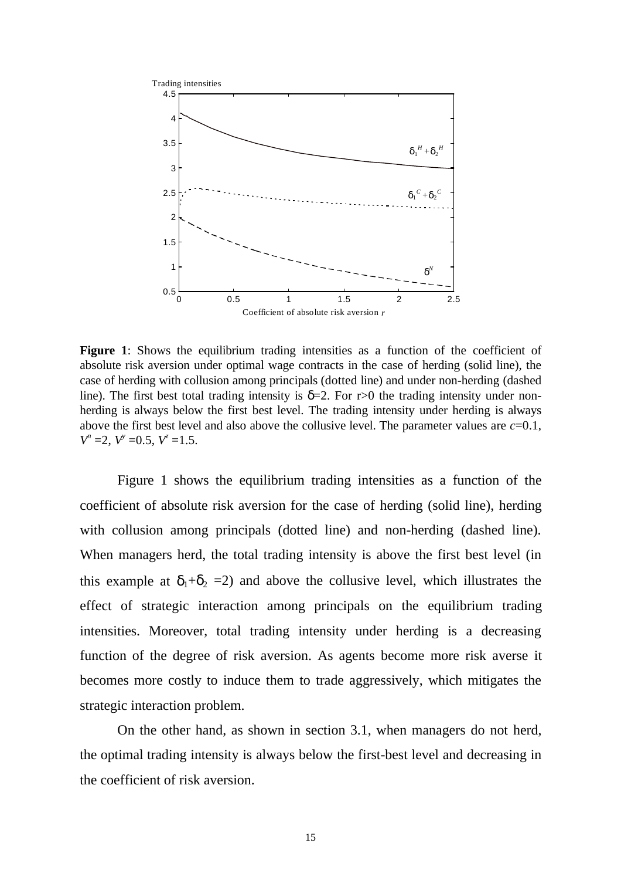**Figure 1**: Shows the equilibrium trading intensities as a function of the coefficient of absolute risk aversion under optimal wage contracts in the case of herding (solid line), the case of herding with collusion among principals (dotted line) and under non-herding (dashed line). The first best total trading intensity is $\delta=2$. For $r>0$ the trading intensity under non-herding is always below the first best level. The trading intensity under herding is always above the first best level and also above the collusive level. The parameter values are $c=0.1$, $V^n=2$, $V^y=0.5$, $V^z=1.5$.

Figure 1 shows the equilibrium trading intensities as a function of the coefficient of absolute risk aversion for the case of herding (solid line), herding with collusion among principals (dotted line) and non-herding (dashed line). When managers herd, the total trading intensity is above the first best level (in this example at $\delta_1+\delta_2=2$) and above the collusive level, which illustrates the effect of strategic interaction among principals on the equilibrium trading intensities. Moreover, total trading intensity under herding is a decreasing function of the degree of risk aversion. As agents become more risk averse it becomes more costly to induce them to trade aggressively, which mitigates the strategic interaction problem.

On the other hand, as shown in section 3.1, when managers do not herd, the optimal trading intensity is always below the first-best level and decreasing in the coefficient of risk aversion.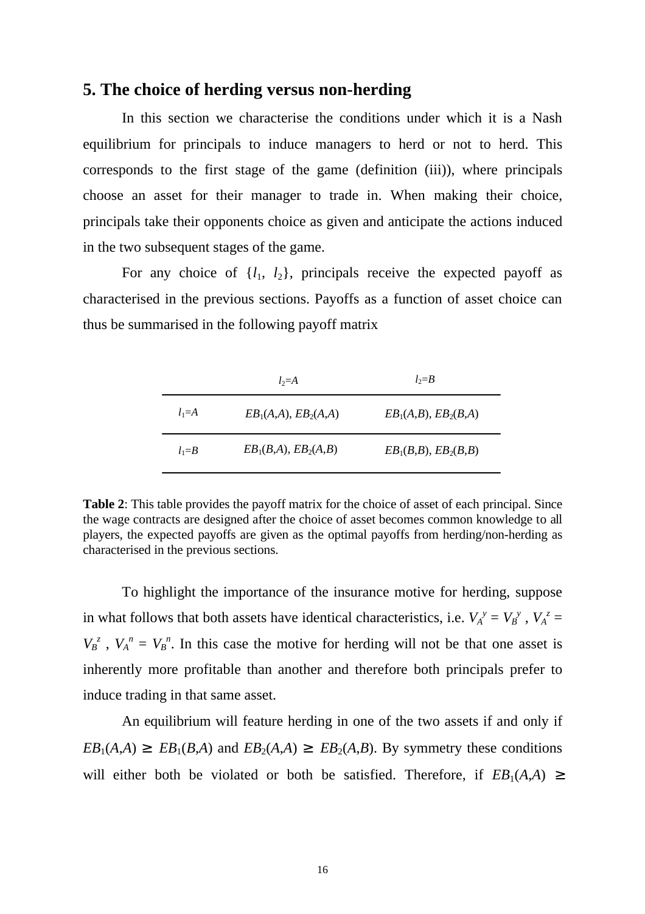## 5. The choice of herding versus non-herding

In this section we characterise the conditions under which it is a Nash equilibrium for principals to induce managers to herd or not to herd. This corresponds to the first stage of the game (definition (iii)), where principals choose an asset for their manager to trade in. When making their choice, principals take their opponents choice as given and anticipate the actions induced in the two subsequent stages of the game.

For any choice of $\{l_1, l_2\}$, principals receive the expected payoff as characterised in the previous sections. Payoffs as a function of asset choice can thus be summarised in the following payoff matrix

| | $l_2$=$A$ | $l_2$=$B$ |
|---|---|---|
| $l_1$=$A$ | $EB_1(A,A)$, $EB_2(A,A)$ | $EB_1(A,B)$, $EB_2(B,A)$ |
| $l_1$=$B$ | $EB_1(B,A)$, $EB_2(A,B)$ | $EB_1(B,B)$, $EB_2(B,B)$ |

**Table 2**: This table provides the payoff matrix for the choice of asset of each principal. Since the wage contracts are designed after the choice of asset becomes common knowledge to all players, the expected payoffs are given as the optimal payoffs from herding/non-herding as characterised in the previous sections.

To highlight the importance of the insurance motive for herding, suppose in what follows that both assets have identical characteristics, i.e. $V_A^y = V_B^y$ , $V_A^z = V_B^z$ , $V_A^n = V_B^n$. In this case the motive for herding will not be that one asset is inherently more profitable than another and therefore both principals prefer to induce trading in that same asset.

An equilibrium will feature herding in one of the two assets if and only if $EB_1(A,A) \geq EB_1(B,A)$ and $EB_2(A,A) \geq EB_2(A,B)$. By symmetry these conditions will either both be violated or both be satisfied. Therefore, if $EB_1(A,A) \geq$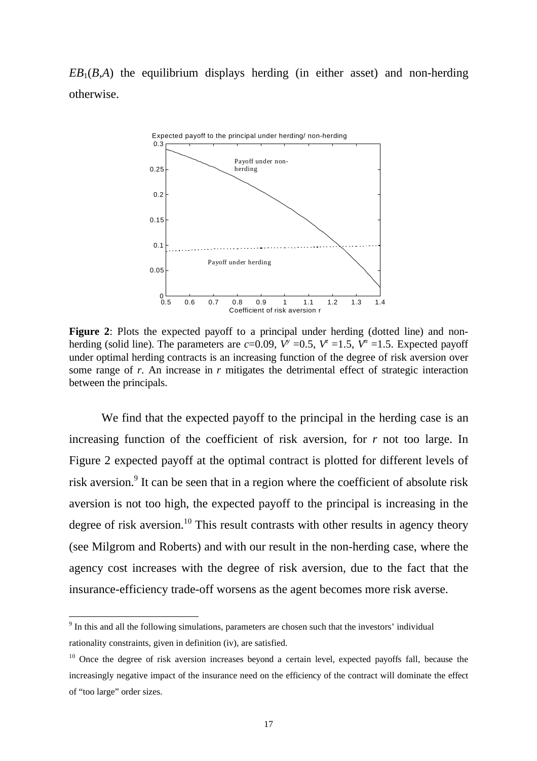$EB_1(B,A)$ the equilibrium displays herding (in either asset) and non-herding otherwise.

**Figure 2**: Plots the expected payoff to a principal under herding (dotted line) and non-herding (solid line). The parameters are $c$=0.09, $V^y$ =0.5, $V^z$ =1.5, $V^n$ =1.5. Expected payoff under optimal herding contracts is an increasing function of the degree of risk aversion over some range of $r$. An increase in $r$ mitigates the detrimental effect of strategic interaction between the principals.

We find that the expected payoff to the principal in the herding case is an increasing function of the coefficient of risk aversion, for $r$ not too large. In Figure 2 expected payoff at the optimal contract is plotted for different levels of risk aversion.[9] It can be seen that in a region where the coefficient of absolute risk aversion is not too high, the expected payoff to the principal is increasing in the degree of risk aversion.[10] This result contrasts with other results in agency theory (see Milgrom and Roberts) and with our result in the non-herding case, where the agency cost increases with the degree of risk aversion, due to the fact that the insurance-efficiency trade-off worsens as the agent becomes more risk averse.

---

[9] In this and all the following simulations, parameters are chosen such that the investors' individual rationality constraints, given in definition (iv), are satisfied.

[10] Once the degree of risk aversion increases beyond a certain level, expected payoffs fall, because the increasingly negative impact of the insurance need on the efficiency of the contract will dominate the effect of "too large" order sizes.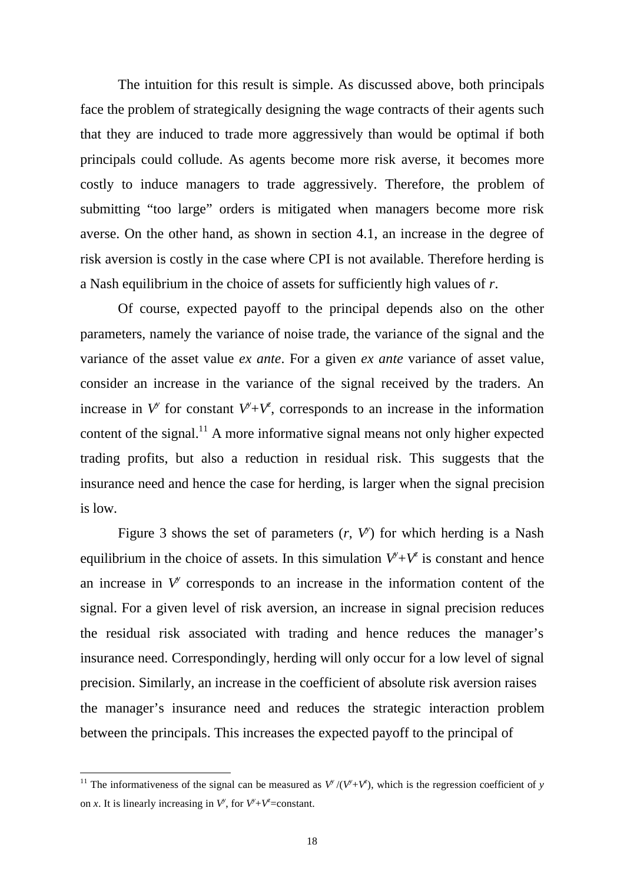The intuition for this result is simple. As discussed above, both principals face the problem of strategically designing the wage contracts of their agents such that they are induced to trade more aggressively than would be optimal if both principals could collude. As agents become more risk averse, it becomes more costly to induce managers to trade aggressively. Therefore, the problem of submitting "too large" orders is mitigated when managers become more risk averse. On the other hand, as shown in section 4.1, an increase in the degree of risk aversion is costly in the case where CPI is not available. Therefore herding is a Nash equilibrium in the choice of assets for sufficiently high values of *r*.

Of course, expected payoff to the principal depends also on the other parameters, namely the variance of noise trade, the variance of the signal and the variance of the asset value *ex ante*. For a given *ex ante* variance of asset value, consider an increase in the variance of the signal received by the traders. An increase in $V^y$ for constant $V^y+V^{\varepsilon}$, corresponds to an increase in the information content of the signal.[11] A more informative signal means not only higher expected trading profits, but also a reduction in residual risk. This suggests that the insurance need and hence the case for herding, is larger when the signal precision is low.

Figure 3 shows the set of parameters ($r$, $V^y$) for which herding is a Nash equilibrium in the choice of assets. In this simulation $V^y+V^{\varepsilon}$ is constant and hence an increase in $V^y$ corresponds to an increase in the information content of the signal. For a given level of risk aversion, an increase in signal precision reduces the residual risk associated with trading and hence reduces the manager's insurance need. Correspondingly, herding will only occur for a low level of signal precision. Similarly, an increase in the coefficient of absolute risk aversion raises the manager's insurance need and reduces the strategic interaction problem between the principals. This increases the expected payoff to the principal of

---

[11] The informativeness of the signal can be measured as $V^y/(V^y+V^{\varepsilon})$, which is the regression coefficient of *y* on *x*. It is linearly increasing in $V^y$, for $V^y+V^{\varepsilon}$=constant.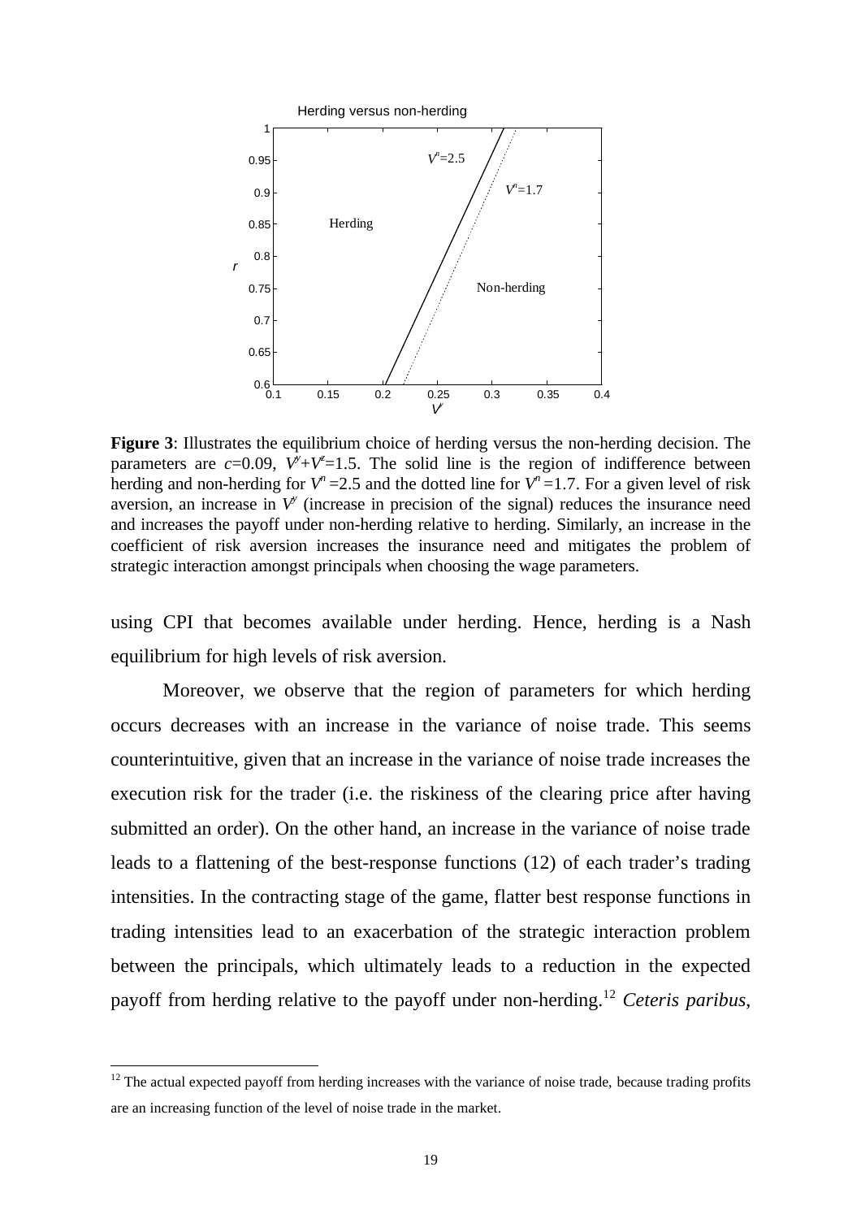Herding versus non-herding

**Figure 3**: Illustrates the equilibrium choice of herding versus the non-herding decision. The parameters are $c$=0.09, $V^y$+$V^z$=1.5. The solid line is the region of indifference between herding and non-herding for $V^n$=2.5 and the dotted line for $V^n$=1.7. For a given level of risk aversion, an increase in $V^y$ (increase in precision of the signal) reduces the insurance need and increases the payoff under non-herding relative to herding. Similarly, an increase in the coefficient of risk aversion increases the insurance need and mitigates the problem of strategic interaction amongst principals when choosing the wage parameters.

using CPI that becomes available under herding. Hence, herding is a Nash equilibrium for high levels of risk aversion.

Moreover, we observe that the region of parameters for which herding occurs decreases with an increase in the variance of noise trade. This seems counterintuitive, given that an increase in the variance of noise trade increases the execution risk for the trader (i.e. the riskiness of the clearing price after having submitted an order). On the other hand, an increase in the variance of noise trade leads to a flattening of the best-response functions (12) of each trader's trading intensities. In the contracting stage of the game, flatter best response functions in trading intensities lead to an exacerbation of the strategic interaction problem between the principals, which ultimately leads to a reduction in the expected payoff from herding relative to the payoff under non-herding.[12] *Ceteris paribus*,

[12] The actual expected payoff from herding increases with the variance of noise trade, because trading profits are an increasing function of the level of noise trade in the market.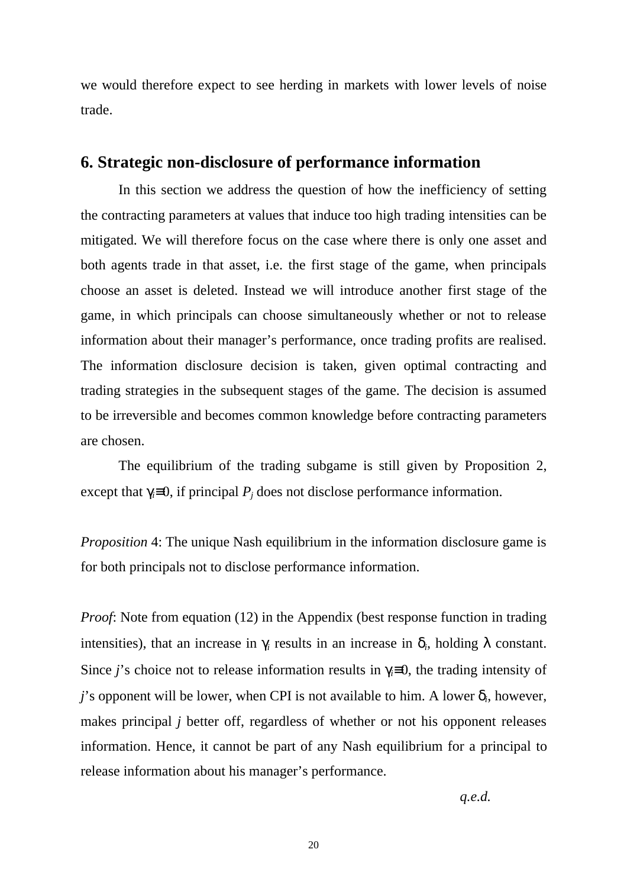we would therefore expect to see herding in markets with lower levels of noise trade.

## 6. Strategic non-disclosure of performance information

In this section we address the question of how the inefficiency of setting the contracting parameters at values that induce too high trading intensities can be mitigated. We will therefore focus on the case where there is only one asset and both agents trade in that asset, i.e. the first stage of the game, when principals choose an asset is deleted. Instead we will introduce another first stage of the game, in which principals can choose simultaneously whether or not to release information about their manager's performance, once trading profits are realised. The information disclosure decision is taken, given optimal contracting and trading strategies in the subsequent stages of the game. The decision is assumed to be irreversible and becomes common knowledge before contracting parameters are chosen.

The equilibrium of the trading subgame is still given by Proposition 2, except that $\gamma_i \equiv 0$, if principal $P_j$ does not disclose performance information.

*Proposition* 4: The unique Nash equilibrium in the information disclosure game is for both principals not to disclose performance information.

*Proof*: Note from equation (12) in the Appendix (best response function in trading intensities), that an increase in $\gamma_i$ results in an increase in $\delta_i$, holding $\lambda$ constant. Since *j*'s choice not to release information results in $\gamma_i \equiv 0$, the trading intensity of *j*'s opponent will be lower, when CPI is not available to him. A lower $\delta_i$, however, makes principal *j* better off, regardless of whether or not his opponent releases information. Hence, it cannot be part of any Nash equilibrium for a principal to release information about his manager's performance.

*q.e.d.*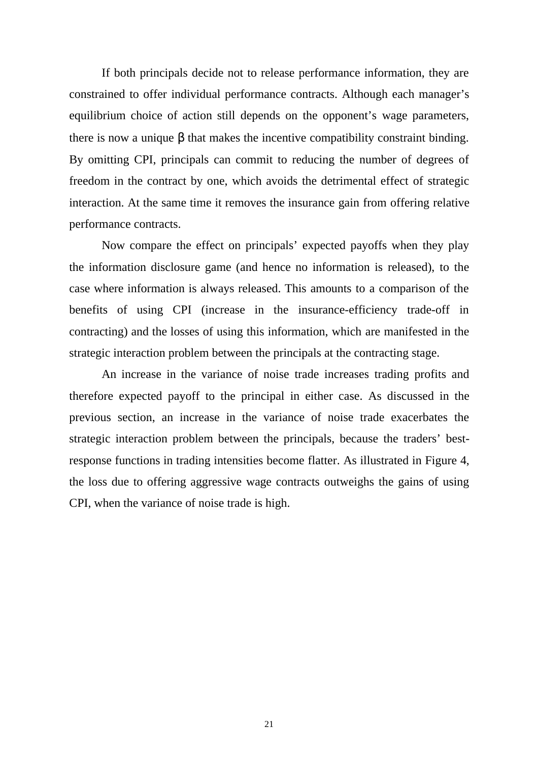If both principals decide not to release performance information, they are constrained to offer individual performance contracts. Although each manager's equilibrium choice of action still depends on the opponent's wage parameters, there is now a unique $\beta$ that makes the incentive compatibility constraint binding. By omitting CPI, principals can commit to reducing the number of degrees of freedom in the contract by one, which avoids the detrimental effect of strategic interaction. At the same time it removes the insurance gain from offering relative performance contracts.

Now compare the effect on principals' expected payoffs when they play the information disclosure game (and hence no information is released), to the case where information is always released. This amounts to a comparison of the benefits of using CPI (increase in the insurance-efficiency trade-off in contracting) and the losses of using this information, which are manifested in the strategic interaction problem between the principals at the contracting stage.

An increase in the variance of noise trade increases trading profits and therefore expected payoff to the principal in either case. As discussed in the previous section, an increase in the variance of noise trade exacerbates the strategic interaction problem between the principals, because the traders' best-response functions in trading intensities become flatter. As illustrated in Figure 4, the loss due to offering aggressive wage contracts outweighs the gains of using CPI, when the variance of noise trade is high.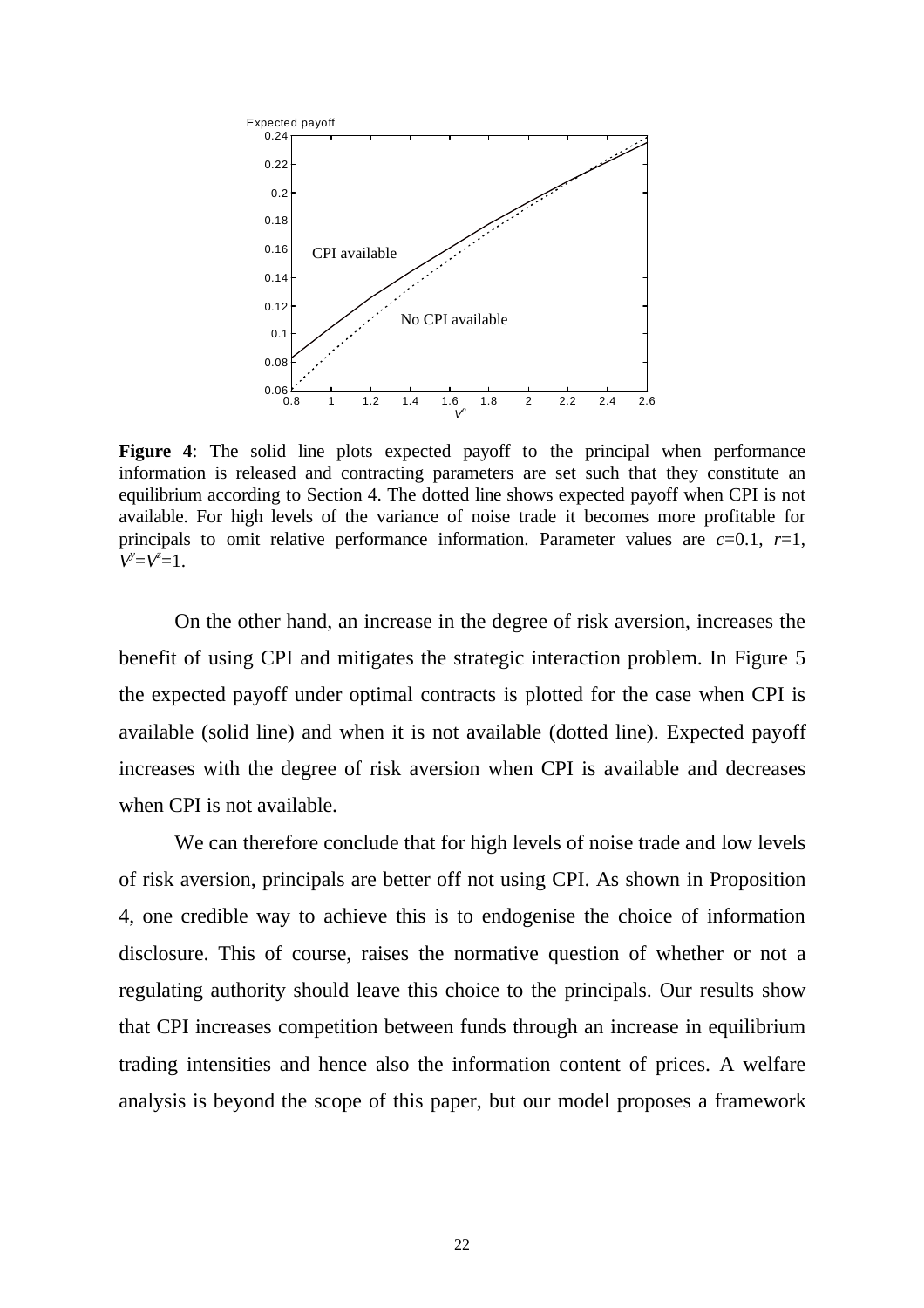**Figure 4**: The solid line plots expected payoff to the principal when performance information is released and contracting parameters are set such that they constitute an equilibrium according to Section 4. The dotted line shows expected payoff when CPI is not available. For high levels of the variance of noise trade it becomes more profitable for principals to omit relative performance information. Parameter values are $c$=0.1, $r$=1, $V^y$=$V^z$=1.

On the other hand, an increase in the degree of risk aversion, increases the benefit of using CPI and mitigates the strategic interaction problem. In Figure 5 the expected payoff under optimal contracts is plotted for the case when CPI is available (solid line) and when it is not available (dotted line). Expected payoff increases with the degree of risk aversion when CPI is available and decreases when CPI is not available.

We can therefore conclude that for high levels of noise trade and low levels of risk aversion, principals are better off not using CPI. As shown in Proposition 4, one credible way to achieve this is to endogenise the choice of information disclosure. This of course, raises the normative question of whether or not a regulating authority should leave this choice to the principals. Our results show that CPI increases competition between funds through an increase in equilibrium trading intensities and hence also the information content of prices. A welfare analysis is beyond the scope of this paper, but our model proposes a framework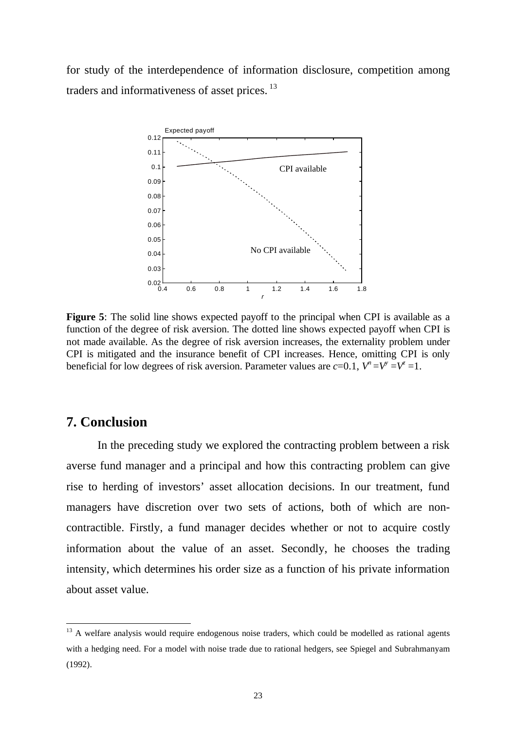for study of the interdependence of information disclosure, competition among traders and informativeness of asset prices.[13]

**Figure 5**: The solid line shows expected payoff to the principal when CPI is available as a function of the degree of risk aversion. The dotted line shows expected payoff when CPI is not made available. As the degree of risk aversion increases, the externality problem under CPI is mitigated and the insurance benefit of CPI increases. Hence, omitting CPI is only beneficial for low degrees of risk aversion. Parameter values are $c$=0.1, $V^n = V^y = V^z = 1$.

## 7. Conclusion

In the preceding study we explored the contracting problem between a risk averse fund manager and a principal and how this contracting problem can give rise to herding of investors' asset allocation decisions. In our treatment, fund managers have discretion over two sets of actions, both of which are non-contractible. Firstly, a fund manager decides whether or not to acquire costly information about the value of an asset. Secondly, he chooses the trading intensity, which determines his order size as a function of his private information about asset value.

[13] A welfare analysis would require endogenous noise traders, which could be modelled as rational agents with a hedging need. For a model with noise trade due to rational hedgers, see Spiegel and Subrahmanyam (1992).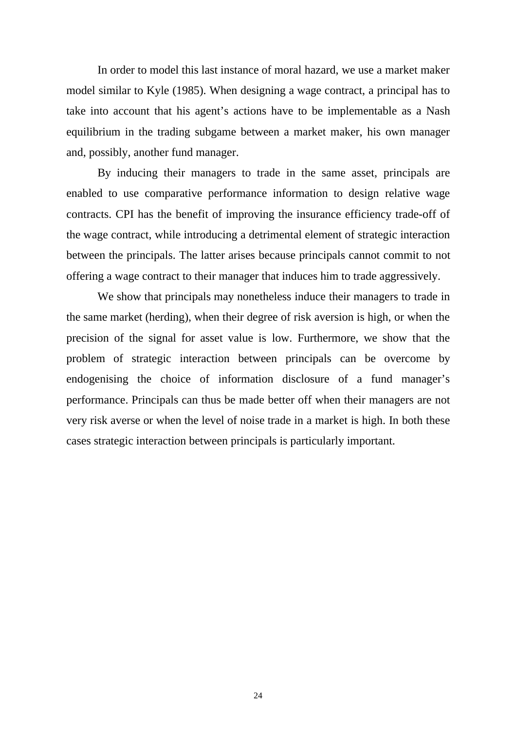In order to model this last instance of moral hazard, we use a market maker model similar to Kyle (1985). When designing a wage contract, a principal has to take into account that his agent's actions have to be implementable as a Nash equilibrium in the trading subgame between a market maker, his own manager and, possibly, another fund manager.

By inducing their managers to trade in the same asset, principals are enabled to use comparative performance information to design relative wage contracts. CPI has the benefit of improving the insurance efficiency trade-off of the wage contract, while introducing a detrimental element of strategic interaction between the principals. The latter arises because principals cannot commit to not offering a wage contract to their manager that induces him to trade aggressively.

We show that principals may nonetheless induce their managers to trade in the same market (herding), when their degree of risk aversion is high, or when the precision of the signal for asset value is low. Furthermore, we show that the problem of strategic interaction between principals can be overcome by endogenising the choice of information disclosure of a fund manager's performance. Principals can thus be made better off when their managers are not very risk averse or when the level of noise trade in a market is high. In both these cases strategic interaction between principals is particularly important.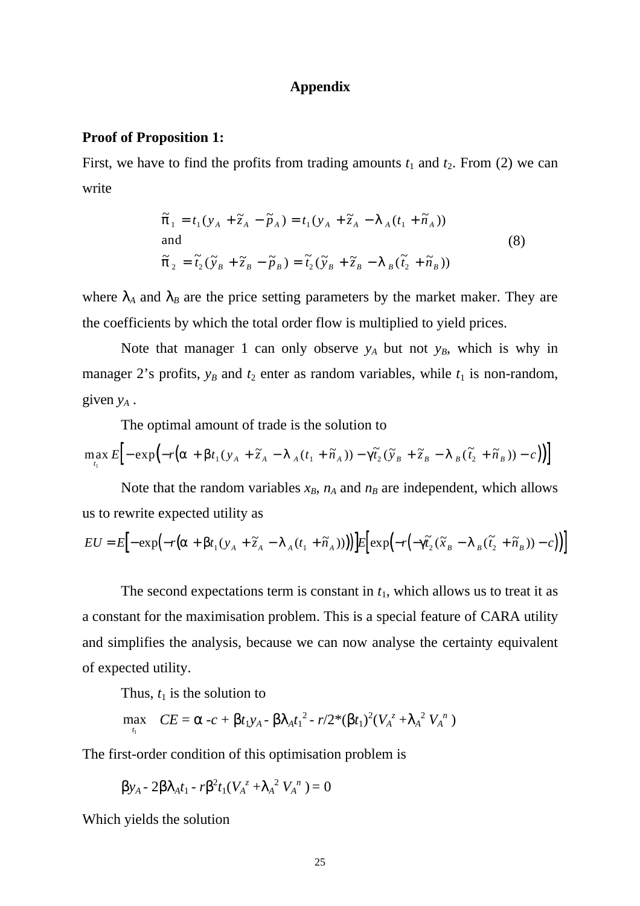## Appendix

**Proof of Proposition 1:**

First, we have to find the profits from trading amounts $t_1$ and $t_2$. From (2) we can write

$$\tilde{\pi}_1 = t_1(y_A + \tilde{z}_A - \tilde{p}_A) = t_1(y_A + \tilde{z}_A - \lambda_A(t_1 + \tilde{n}_A))$$
$$\text{and} \tag{8}$$
$$\tilde{\pi}_2 = \tilde{t}_2(\tilde{y}_B + \tilde{z}_B - \tilde{p}_B) = \tilde{t}_2(\tilde{y}_B + \tilde{z}_B - \lambda_B(\tilde{t}_2 + \tilde{n}_B))$$

where $\lambda_A$ and $\lambda_B$ are the price setting parameters by the market maker. They are the coefficients by which the total order flow is multiplied to yield prices.

Note that manager 1 can only observe $y_A$ but not $y_B$, which is why in manager 2's profits, $y_B$ and $t_2$ enter as random variables, while $t_1$ is non-random, given $y_A$ .

The optimal amount of trade is the solution to

$$\max_{t_1} E\left[-\exp\left(-r\left(\alpha + \beta t_1(y_A + \tilde{z}_A - \lambda_A(t_1 + \tilde{n}_A)) - \gamma\tilde{t}_2(\tilde{y}_B + \tilde{z}_B - \lambda_B(\tilde{t}_2 + \tilde{n}_B)) - c\right)\right)\right]$$

Note that the random variables $x_B$, $n_A$ and $n_B$ are independent, which allows us to rewrite expected utility as

$$EU = E\left[-\exp\left(-r\left(\alpha + \beta t_1(y_A + \tilde{z}_A - \lambda_A(t_1 + \tilde{n}_A))\right)\right)\right]E\left[\exp\left(-r\left(-\gamma\tilde{t}_2(\tilde{x}_B - \lambda_B(\tilde{t}_2 + \tilde{n}_B)) - c\right)\right)\right]$$

The second expectations term is constant in $t_1$, which allows us to treat it as a constant for the maximisation problem. This is a special feature of CARA utility and simplifies the analysis, because we can now analyse the certainty equivalent of expected utility.

Thus, $t_1$ is the solution to

$$\max_{t_1} \quad CE = \alpha - c + \beta t_1 y_A - \beta\lambda_A t_1^2 - r/2*(\beta t_1)^2(V_A^z + \lambda_A^2 V_A^n)$$

The first-order condition of this optimisation problem is

$$\beta y_A - 2\beta\lambda_A t_1 - r\beta^2 t_1(V_A^z + \lambda_A^2 V_A^n) = 0$$

Which yields the solution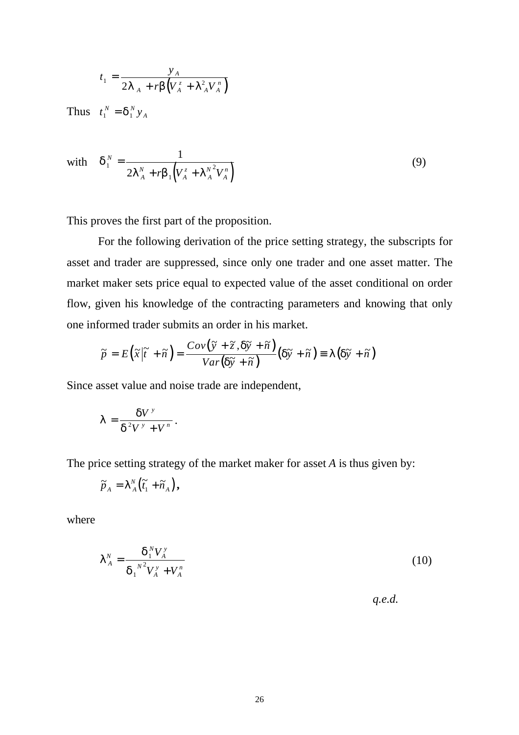$$t_1 = \frac{y_A}{2\lambda_A + r\beta\left(V_A^z + \lambda_A^2 V_A^n\right)}$$

Thus $t_1^N = \delta_1^N y_A$

with $$\delta_1^N = \frac{1}{2\lambda_A^N + r\beta_1\left(V_A^z + \lambda_A^{N\,2} V_A^n\right)} \tag{9}$$

This proves the first part of the proposition.

For the following derivation of the price setting strategy, the subscripts for asset and trader are suppressed, since only one trader and one asset matter. The market maker sets price equal to expected value of the asset conditional on order flow, given his knowledge of the contracting parameters and knowing that only one informed trader submits an order in his market.

$$\tilde{p} = E\left(\tilde{x} \middle| \tilde{t} + \tilde{n}\right) = \frac{Cov\left(\tilde{y} + \tilde{z}, \delta\tilde{y} + \tilde{n}\right)}{Var\left(\delta\tilde{y} + \tilde{n}\right)}\left(\delta\tilde{y} + \tilde{n}\right) \equiv \lambda\left(\delta\tilde{y} + \tilde{n}\right)$$

Since asset value and noise trade are independent,

$$\lambda = \frac{\delta V^y}{\delta^2 V^y + V^n}.$$

The price setting strategy of the market maker for asset $A$ is thus given by:

$$\tilde{p}_A = \lambda_A^N\left(\tilde{t}_1 + \tilde{n}_A\right),$$

where

$$\lambda_A^N = \frac{\delta_1^N V_A^y}{\delta_1^{N\,2} V_A^y + V_A^n} \tag{10}$$

*q.e.d.*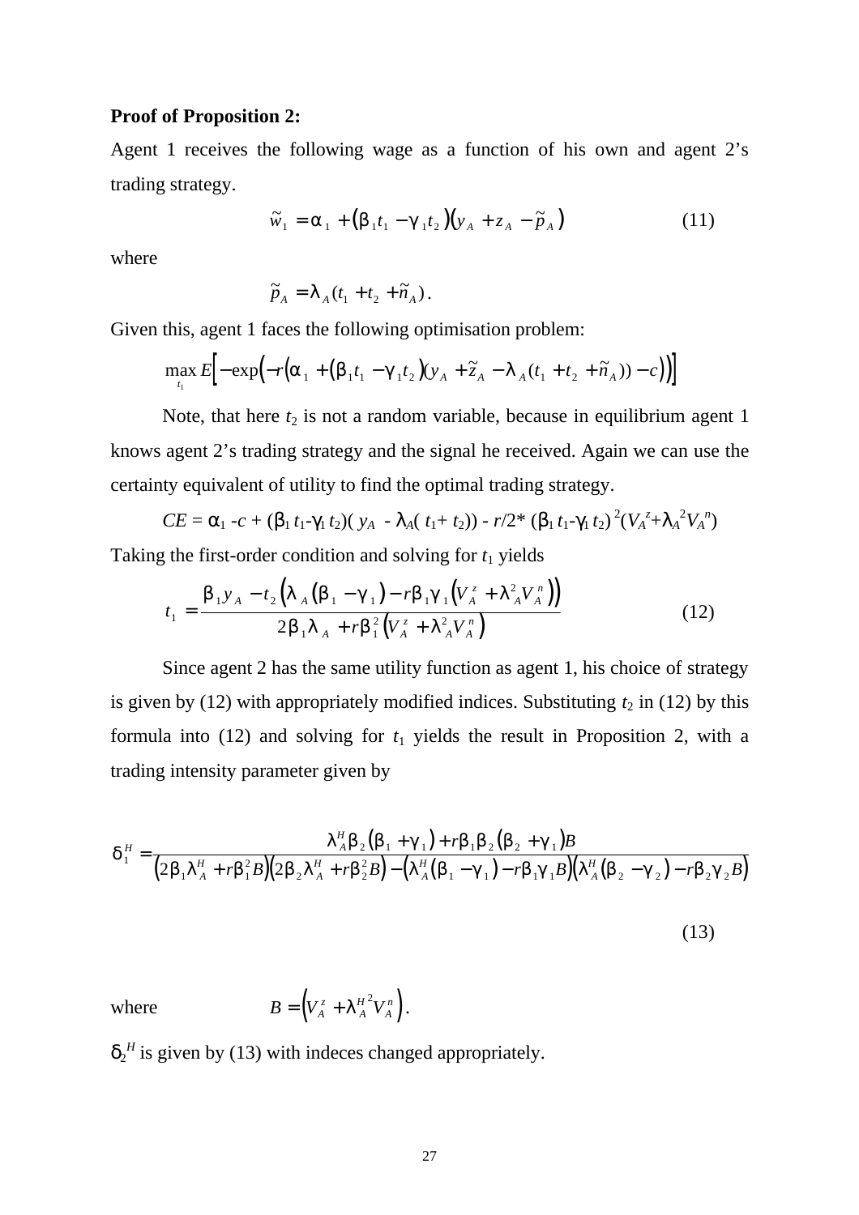**Proof of Proposition 2:**

Agent 1 receives the following wage as a function of his own and agent 2's trading strategy.

$$\tilde{w}_1 = \alpha_1 + (\beta_1 t_1 - \gamma_1 t_2)(y_A + z_A - \tilde{p}_A) \tag{11}$$

where

$$\tilde{p}_A = \lambda_A (t_1 + t_2 + \tilde{n}_A).$$

Given this, agent 1 faces the following optimisation problem:

$$\max_{t_1} E\left[-\exp\left(-r\left(\alpha_1 + (\beta_1 t_1 - \gamma_1 t_2)(y_A + \tilde{z}_A - \lambda_A(t_1 + t_2 + \tilde{n}_A)) - c\right)\right)\right]$$

Note, that here $t_2$ is not a random variable, because in equilibrium agent 1 knows agent 2's trading strategy and the signal he received. Again we can use the certainty equivalent of utility to find the optimal trading strategy.

$$CE = \alpha_1 - c + (\beta_1 t_1 - \gamma_1 t_2)(y_A - \lambda_A(t_1 + t_2)) - r/2 * (\beta_1 t_1 - \gamma_1 t_2)^2 (V_A^z + \lambda_A^2 V_A^n)$$

Taking the first-order condition and solving for $t_1$ yields

$$t_1 = \frac{\beta_1 y_A - t_2\left(\lambda_A(\beta_1 - \gamma_1) - r\beta_1\gamma_1\left(V_A^z + \lambda_A^2 V_A^n\right)\right)}{2\beta_1\lambda_A + r\beta_1^2\left(V_A^z + \lambda_A^2 V_A^n\right)} \tag{12}$$

Since agent 2 has the same utility function as agent 1, his choice of strategy is given by (12) with appropriately modified indices. Substituting $t_2$ in (12) by this formula into (12) and solving for $t_1$ yields the result in Proposition 2, with a trading intensity parameter given by

$$\delta_1^H = \frac{\lambda_A^H \beta_2(\beta_1 + \gamma_1) + r\beta_1\beta_2(\beta_2 + \gamma_1)B}{\left(2\beta_1\lambda_A^H + r\beta_1^2 B\right)\left(2\beta_2\lambda_A^H + r\beta_2^2 B\right) - \left(\lambda_A^H(\beta_1 - \gamma_1) - r\beta_1\gamma_1 B\right)\left(\lambda_A^H(\beta_2 - \gamma_2) - r\beta_2\gamma_2 B\right)} \tag{13}$$

where $B = \left(V_A^z + \lambda_A^{H^2} V_A^n\right)$.

$\delta_2^H$ is given by (13) with indeces changed appropriately.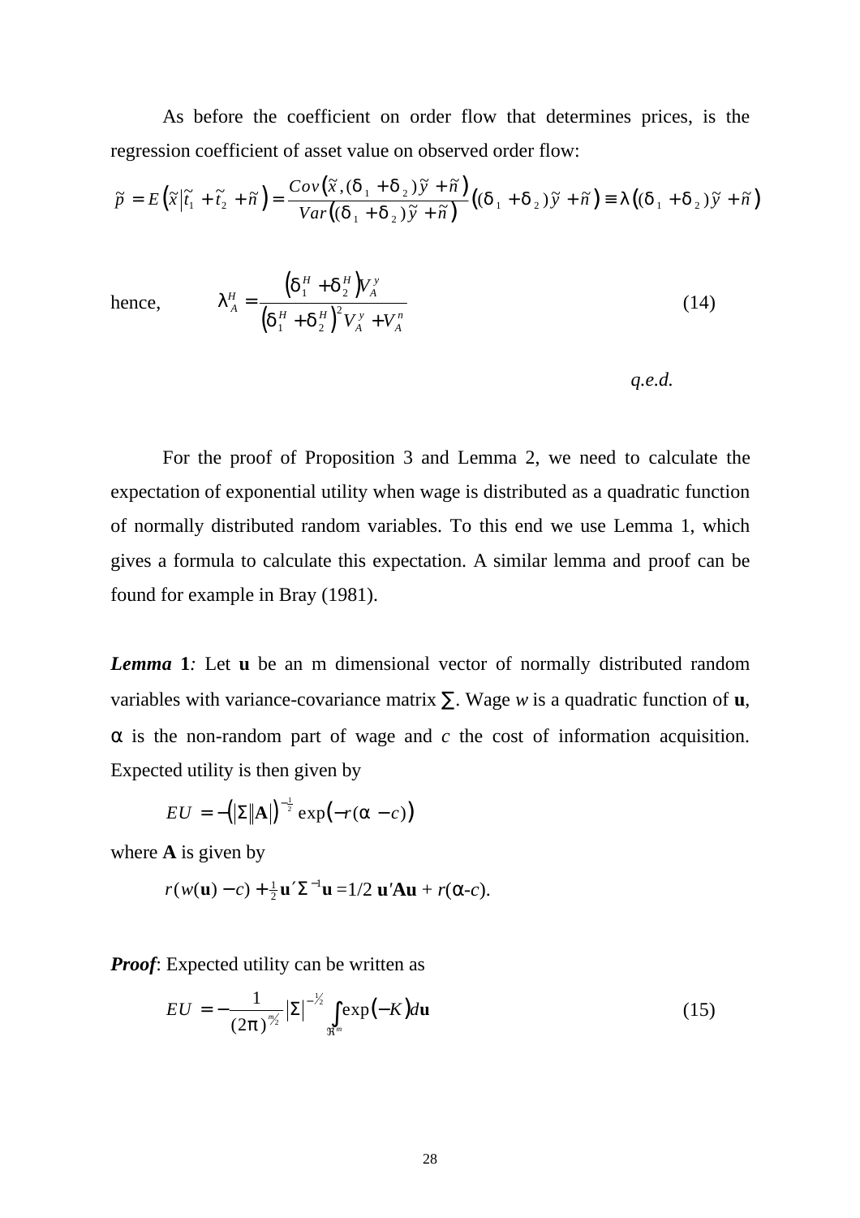As before the coefficient on order flow that determines prices, is the regression coefficient of asset value on observed order flow:

$$\tilde{p} = E\left(\tilde{x}\middle|\tilde{t}_1 + \tilde{t}_2 + \tilde{n}\right) = \frac{Cov\left(\tilde{x}, (\delta_1 + \delta_2)\tilde{y} + \tilde{n}\right)}{Var\left((\delta_1 + \delta_2)\tilde{y} + \tilde{n}\right)}\left((\delta_1 + \delta_2)\tilde{y} + \tilde{n}\right) \equiv \lambda\left((\delta_1 + \delta_2)\tilde{y} + \tilde{n}\right)$$

hence,

$$\lambda_A^H = \frac{\left(\delta_1^H + \delta_2^H\right)V_A^y}{\left(\delta_1^H + \delta_2^H\right)^2 V_A^y + V_A^n} \tag{14}$$

*q.e.d.*

For the proof of Proposition 3 and Lemma 2, we need to calculate the expectation of exponential utility when wage is distributed as a quadratic function of normally distributed random variables. To this end we use Lemma 1, which gives a formula to calculate this expectation. A similar lemma and proof can be found for example in Bray (1981).

***Lemma* 1***:* Let **u** be an m dimensional vector of normally distributed random variables with variance-covariance matrix $\Sigma$. Wage $w$ is a quadratic function of **u**, $\alpha$ is the non-random part of wage and $c$ the cost of information acquisition. Expected utility is then given by

$$EU = -\left(|\Sigma||\mathbf{A}|\right)^{-\frac{1}{2}} \exp\left(-r(\alpha - c)\right)$$

where **A** is given by

$$r(w(\mathbf{u}) - c) + \tfrac{1}{2}\mathbf{u}'\Sigma^{-1}\mathbf{u} = 1/2\ \mathbf{u}'\mathbf{A}\mathbf{u} + r(\alpha\text{-}c).$$

***Proof***: Expected utility can be written as

$$EU = -\frac{1}{(2\pi)^{m/2}}|\Sigma|^{-1/2}\int_{\Re^m}\exp\left(-K\right)d\mathbf{u} \tag{15}$$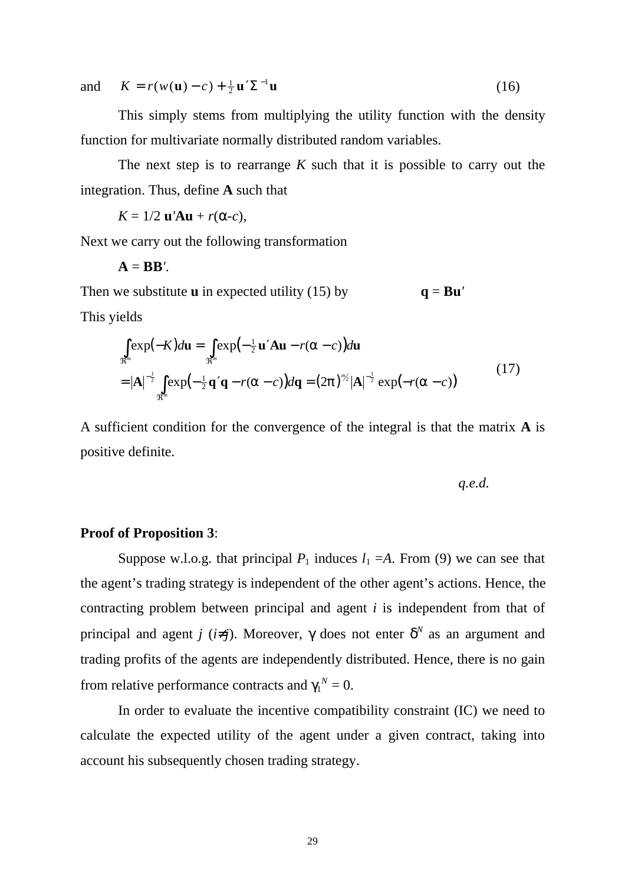and $\quad K = r(w(\mathbf{u}) - c) + \frac{1}{2}\mathbf{u}'\Sigma^{-1}\mathbf{u} \qquad (16)$

This simply stems from multiplying the utility function with the density function for multivariate normally distributed random variables.

The next step is to rearrange $K$ such that it is possible to carry out the integration. Thus, define $\mathbf{A}$ such that

$K = 1/2\ \mathbf{u}'\mathbf{A}\mathbf{u} + r(\alpha\text{-}c)$,

Next we carry out the following transformation

$\mathbf{A} = \mathbf{B}\mathbf{B}'$.

Then we substitute $\mathbf{u}$ in expected utility (15) by $\qquad \mathbf{q} = \mathbf{B}\mathbf{u}'$

This yields

$$
\begin{aligned}
&\int_{\Re^m} \exp(-K)\, d\mathbf{u} = \int_{\Re^m} \exp\left(-\tfrac{1}{2}\mathbf{u}'\mathbf{A}\mathbf{u} - r(\alpha - c)\right) d\mathbf{u} \\
&= |\mathbf{A}|^{-\frac{1}{2}} \int_{\Re^m} \exp\left(-\tfrac{1}{2}\mathbf{q}'\mathbf{q} - r(\alpha - c)\right) d\mathbf{q} = (2\pi)^{m/2} |\mathbf{A}|^{-\frac{1}{2}} \exp\left(-r(\alpha - c)\right)
\end{aligned} \qquad (17)
$$

A sufficient condition for the convergence of the integral is that the matrix $\mathbf{A}$ is positive definite.

*q.e.d.*

**Proof of Proposition 3**:

Suppose w.l.o.g. that principal $P_1$ induces $l_1 = A$. From (9) we can see that the agent's trading strategy is independent of the other agent's actions. Hence, the contracting problem between principal and agent $i$ is independent from that of principal and agent $j$ ($i \neq j$). Moreover, $\gamma$ does not enter $\delta^N$ as an argument and trading profits of the agents are independently distributed. Hence, there is no gain from relative performance contracts and $\gamma_1^N = 0$.

In order to evaluate the incentive compatibility constraint (IC) we need to calculate the expected utility of the agent under a given contract, taking into account his subsequently chosen trading strategy.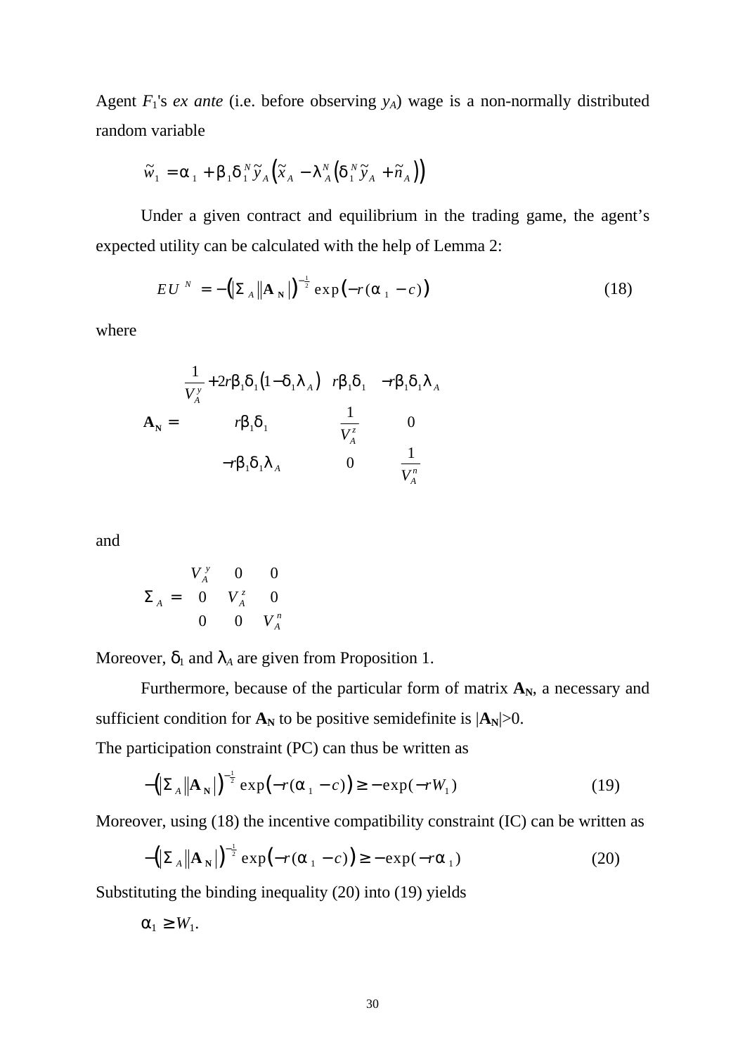Agent $F_1$'s *ex ante* (i.e. before observing $y_A$) wage is a non-normally distributed random variable

$$\tilde{w}_1 = \alpha_1 + \beta_1 \delta_1^N \tilde{y}_A \left( \tilde{x}_A - \lambda_A^N \left( \delta_1^N \tilde{y}_A + \tilde{n}_A \right) \right)$$

Under a given contract and equilibrium in the trading game, the agent's expected utility can be calculated with the help of Lemma 2:

$$EU^N = -\left( |\Sigma_A| |\mathbf{A_N}| \right)^{-\frac{1}{2}} \exp\left( -r(\alpha_1 - c) \right) \tag{18}$$

where

$$\mathbf{A_N} = \begin{pmatrix} \frac{1}{V_A^y} + 2r\beta_1\delta_1\left(1 - \delta_1\lambda_A\right) & r\beta_1\delta_1 & -r\beta_1\delta_1\lambda_A \\ r\beta_1\delta_1 & \frac{1}{V_A^z} & 0 \\ -r\beta_1\delta_1\lambda_A & 0 & \frac{1}{V_A^n} \end{pmatrix}$$

and

$$\Sigma_A = \begin{pmatrix} V_A^y & 0 & 0 \\ 0 & V_A^z & 0 \\ 0 & 0 & V_A^n \end{pmatrix}$$

Moreover, $\delta_1$ and $\lambda_A$ are given from Proposition 1.

Furthermore, because of the particular form of matrix $\mathbf{A_N}$, a necessary and sufficient condition for $\mathbf{A_N}$ to be positive semidefinite is $|\mathbf{A_N}|>0$.

The participation constraint (PC) can thus be written as

$$-\left( |\Sigma_A| |\mathbf{A_N}| \right)^{-\frac{1}{2}} \exp\left( -r(\alpha_1 - c) \right) \geq -\exp(-rW_1) \tag{19}$$

Moreover, using (18) the incentive compatibility constraint (IC) can be written as

$$-\left( |\Sigma_A| |\mathbf{A_N}| \right)^{-\frac{1}{2}} \exp\left( -r(\alpha_1 - c) \right) \geq -\exp(-r\alpha_1) \tag{20}$$

Substituting the binding inequality (20) into (19) yields

$$\alpha_1 \geq W_1.$$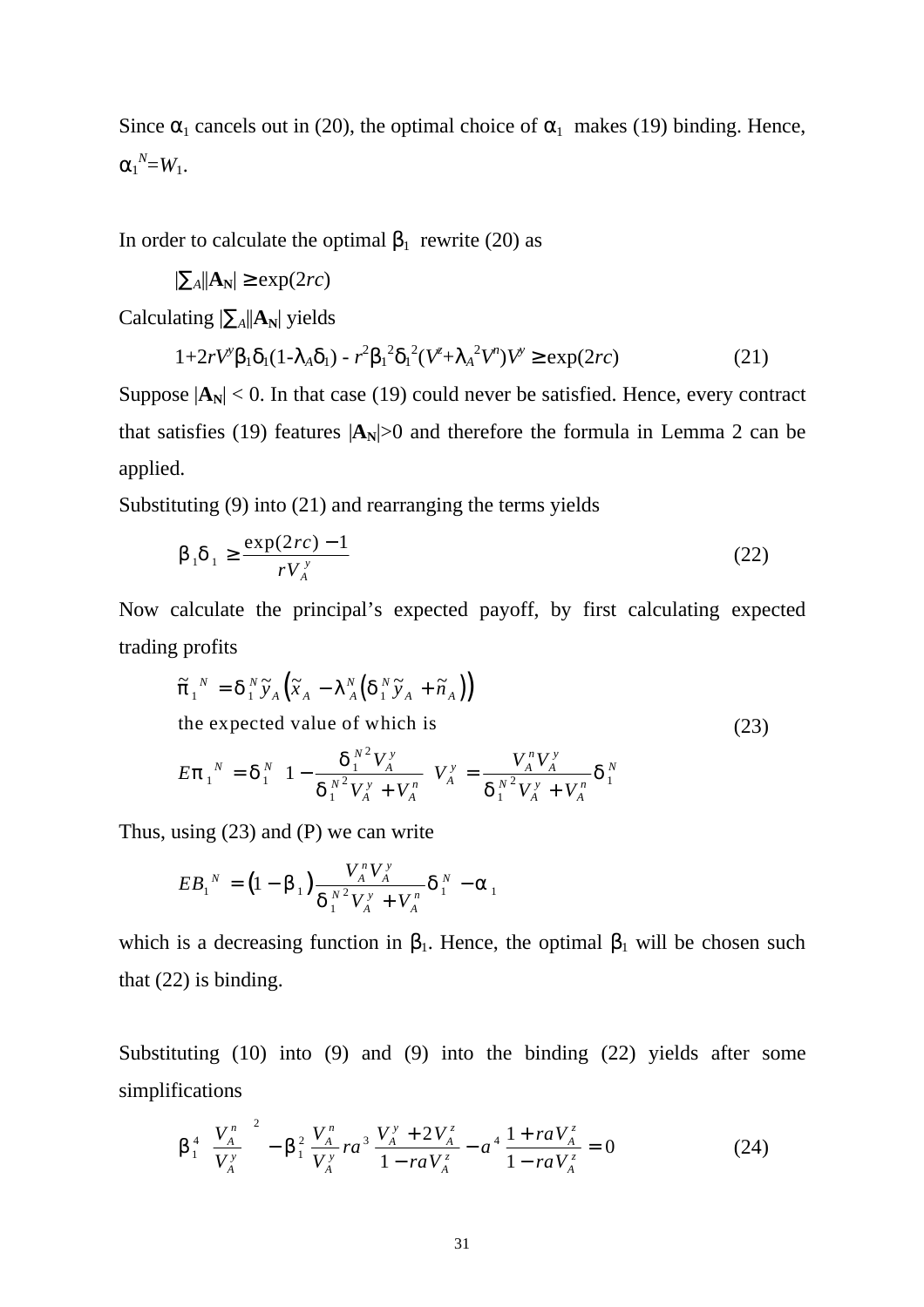Since $\alpha_1$ cancels out in (20), the optimal choice of $\alpha_1$ makes (19) binding. Hence, $\alpha_1^N = W_1$.

In order to calculate the optimal $\beta_1$ rewrite (20) as

$$|\Sigma_A||\mathbf{A_N}| \geq \exp(2rc)$$

Calculating $|\Sigma_A||\mathbf{A_N}|$ yields

$$1+2rV^y\beta_1\delta_1(1-\lambda_A\delta_1) - r^2\beta_1^2\delta_1^2(V^z+\lambda_A^2V^n)V^y \geq \exp(2rc) \tag{21}$$

Suppose $|\mathbf{A_N}| < 0$. In that case (19) could never be satisfied. Hence, every contract that satisfies (19) features $|\mathbf{A_N}|>0$ and therefore the formula in Lemma 2 can be applied.

Substituting (9) into (21) and rearranging the terms yields

$$\beta_1\delta_1 \geq \frac{\exp(2rc)-1}{rV_A^y} \tag{22}$$

Now calculate the principal's expected payoff, by first calculating expected trading profits

$$\tilde{\pi}_1^N = \delta_1^N \tilde{y}_A\left(\tilde{x}_A - \lambda_A^N\left(\delta_1^N\tilde{y}_A + \tilde{n}_A\right)\right)$$

the expected value of which is

$$E\pi_1^N = \delta_1^N\left(1-\frac{\delta_1^{N2}V_A^y}{\delta_1^{N2}V_A^y+V_A^n}\right)V_A^y = \frac{V_A^nV_A^y}{\delta_1^{N2}V_A^y+V_A^n}\delta_1^N \tag{23}$$

Thus, using (23) and (P) we can write

$$EB_1^N = \left(1-\beta_1\right)\frac{V_A^nV_A^y}{\delta_1^{N2}V_A^y+V_A^n}\delta_1^N - \alpha_1$$

which is a decreasing function in $\beta_1$. Hence, the optimal $\beta_1$ will be chosen such that (22) is binding.

Substituting (10) into (9) and (9) into the binding (22) yields after some simplifications

$$\beta_1^4\left(\frac{V_A^n}{V_A^y}\right)^2 - \beta_1^2\frac{V_A^n}{V_A^y}ra^3\frac{V_A^y+2V_A^z}{1-raV_A^z} - a^4\frac{1+raV_A^z}{1-raV_A^z} = 0 \tag{24}$$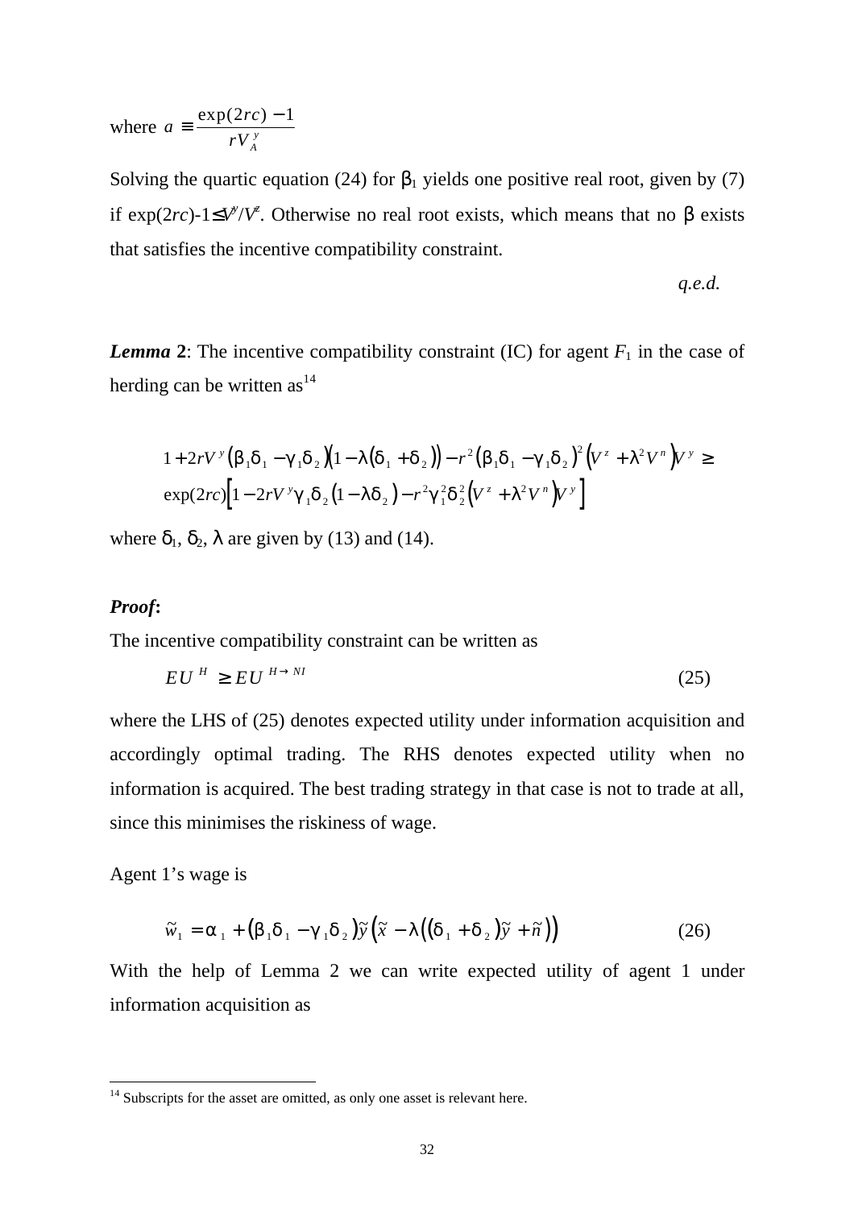where $a \equiv \frac{\exp(2rc)-1}{rV_A^y}$

Solving the quartic equation (24) for $\beta_1$ yields one positive real root, given by (7) if $\exp(2rc)-1 \leq V^y/V^z$. Otherwise no real root exists, which means that no $\beta$ exists that satisfies the incentive compatibility constraint.

*q.e.d.*

***Lemma* 2**: The incentive compatibility constraint (IC) for agent $F_1$ in the case of herding can be written as[14]

$$
\begin{aligned}
&1+2rV^y\left(\beta_1\delta_1-\gamma_1\delta_2\right)\left(1-\lambda\left(\delta_1+\delta_2\right)\right)-r^2\left(\beta_1\delta_1-\gamma_1\delta_2\right)^2\left(V^z+\lambda^2V^n\right)V^y \geq \\
&\exp(2rc)\left[1-2rV^y\gamma_1\delta_2\left(1-\lambda\delta_2\right)-r^2\gamma_1^2\delta_2^2\left(V^z+\lambda^2V^n\right)V^y\right]
\end{aligned}
$$

where $\delta_1$, $\delta_2$, $\lambda$ are given by (13) and (14).

***Proof*:**

The incentive compatibility constraint can be written as

$$
EU^H \geq EU^{H\rightarrow NI} \tag{25}
$$

where the LHS of (25) denotes expected utility under information acquisition and accordingly optimal trading. The RHS denotes expected utility when no information is acquired. The best trading strategy in that case is not to trade at all, since this minimises the riskiness of wage.

Agent 1's wage is

$$
\tilde{w}_1 = \alpha_1 + \left(\beta_1\delta_1 - \gamma_1\delta_2\right)\tilde{y}\left(\tilde{x} - \lambda\left(\left(\delta_1+\delta_2\right)\tilde{y}+\tilde{n}\right)\right) \tag{26}
$$

With the help of Lemma 2 we can write expected utility of agent 1 under information acquisition as

[14] Subscripts for the asset are omitted, as only one asset is relevant here.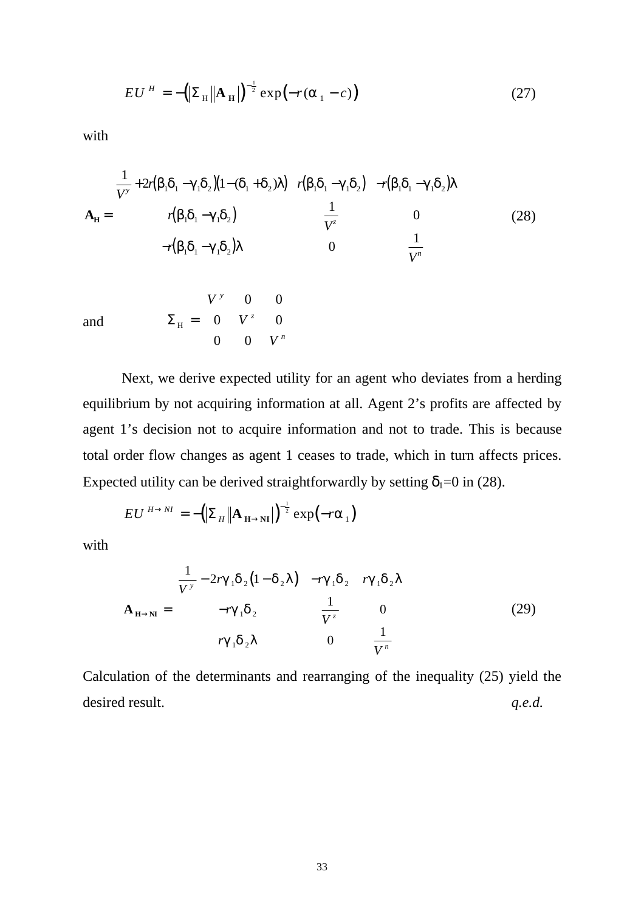$$EU^{H} = -\left(\left|\Sigma_{\mathrm{H}}\right|\left|\mathbf{A}_{\mathbf{H}}\right|\right)^{-\frac{1}{2}} \exp\left(-r(\alpha_{1} - c)\right) \tag{27}$$

with

$$\mathbf{A_H} = \begin{bmatrix} \frac{1}{V^y} + 2r\left(\beta_1\delta_1 - \gamma_1\delta_2\right)\left(1 - (\delta_1 + \delta_2)\lambda\right) & r\left(\beta_1\delta_1 - \gamma_1\delta_2\right) & -r\left(\beta_1\delta_1 - \gamma_1\delta_2\right)\lambda \\ r\left(\beta_1\delta_1 - \gamma_1\delta_2\right) & \frac{1}{V^z} & 0 \\ -r\left(\beta_1\delta_1 - \gamma_1\delta_2\right)\lambda & 0 & \frac{1}{V^n} \end{bmatrix} \tag{28}$$

and
$$\Sigma_{\mathrm{H}} = \begin{bmatrix} V^{y} & 0 & 0 \\ 0 & V^{z} & 0 \\ 0 & 0 & V^{n} \end{bmatrix}$$

Next, we derive expected utility for an agent who deviates from a herding equilibrium by not acquiring information at all. Agent 2's profits are affected by agent 1's decision not to acquire information and not to trade. This is because total order flow changes as agent 1 ceases to trade, which in turn affects prices. Expected utility can be derived straightforwardly by setting $\delta_1=0$ in (28).

$$EU^{H\to NI} = -\left(\left|\Sigma_{H}\right|\left|\mathbf{A}_{\mathbf{H\to NI}}\right|\right)^{-\frac{1}{2}} \exp\left(-r\alpha_{1}\right)$$

with

$$\mathbf{A}_{\mathbf{H\to NI}} = \begin{bmatrix} \frac{1}{V^{y}} - 2r\gamma_{1}\delta_{2}\left(1 - \delta_{2}\lambda\right) & -r\gamma_{1}\delta_{2} & r\gamma_{1}\delta_{2}\lambda \\ -r\gamma_{1}\delta_{2} & \frac{1}{V^{z}} & 0 \\ r\gamma_{1}\delta_{2}\lambda & 0 & \frac{1}{V^{n}} \end{bmatrix} \tag{29}$$

Calculation of the determinants and rearranging of the inequality (25) yield the desired result. *q.e.d.*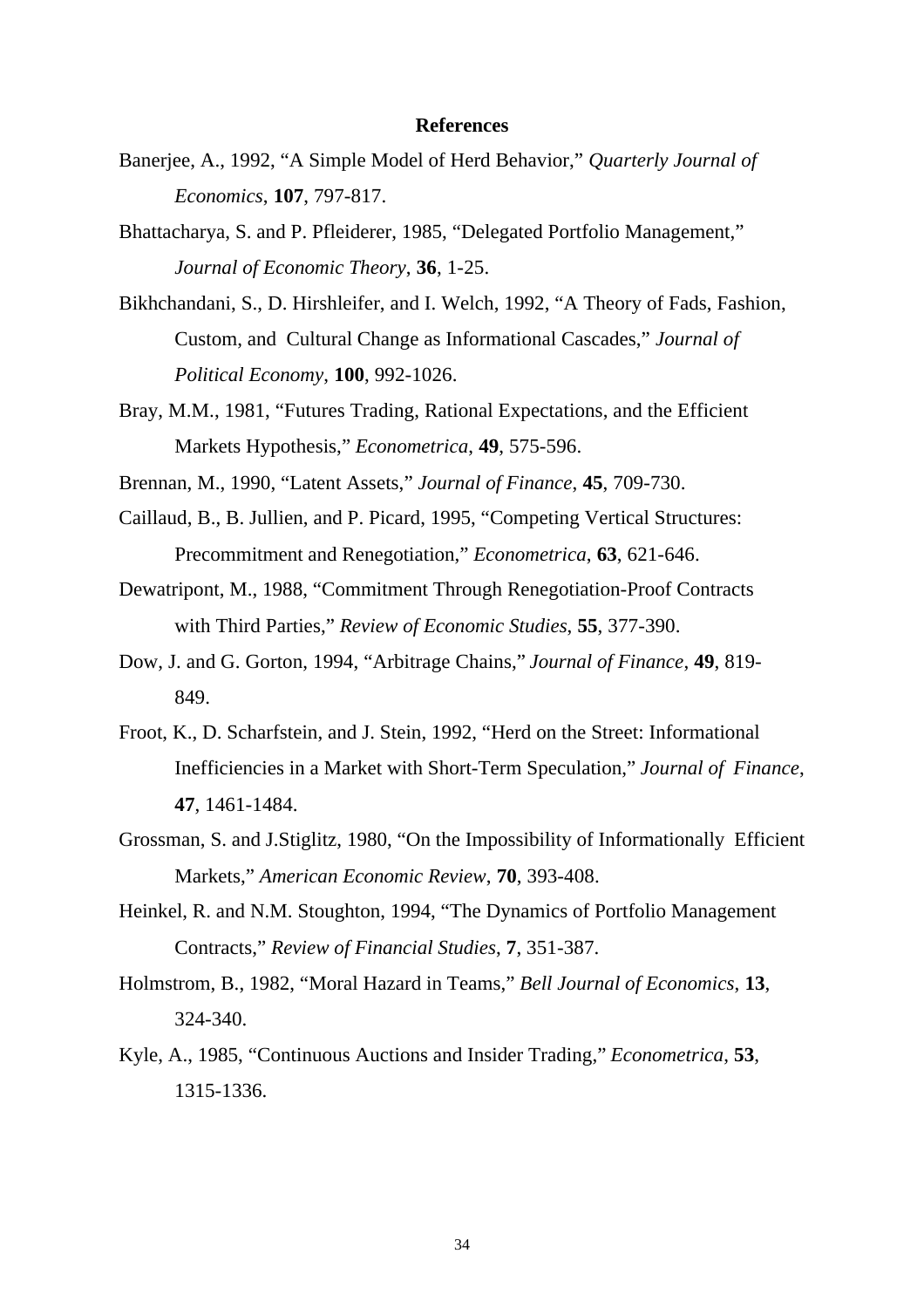# References

Banerjee, A., 1992, "A Simple Model of Herd Behavior," *Quarterly Journal of Economics*, **107**, 797-817.

Bhattacharya, S. and P. Pfleiderer, 1985, "Delegated Portfolio Management," *Journal of Economic Theory*, **36**, 1-25.

Bikhchandani, S., D. Hirshleifer, and I. Welch, 1992, "A Theory of Fads, Fashion, Custom, and Cultural Change as Informational Cascades," *Journal of Political Economy*, **100**, 992-1026.

Bray, M.M., 1981, "Futures Trading, Rational Expectations, and the Efficient Markets Hypothesis," *Econometrica*, **49**, 575-596.

Brennan, M., 1990, "Latent Assets," *Journal of Finance*, **45**, 709-730.

Caillaud, B., B. Jullien, and P. Picard, 1995, "Competing Vertical Structures: Precommitment and Renegotiation," *Econometrica*, **63**, 621-646.

Dewatripont, M., 1988, "Commitment Through Renegotiation-Proof Contracts with Third Parties," *Review of Economic Studies*, **55**, 377-390.

Dow, J. and G. Gorton, 1994, "Arbitrage Chains," *Journal of Finance*, **49**, 819-849.

Froot, K., D. Scharfstein, and J. Stein, 1992, "Herd on the Street: Informational Inefficiencies in a Market with Short-Term Speculation," *Journal of Finance*, **47**, 1461-1484.

Grossman, S. and J.Stiglitz, 1980, "On the Impossibility of Informationally Efficient Markets," *American Economic Review*, **70**, 393-408.

Heinkel, R. and N.M. Stoughton, 1994, "The Dynamics of Portfolio Management Contracts," *Review of Financial Studies*, **7**, 351-387.

Holmstrom, B., 1982, "Moral Hazard in Teams," *Bell Journal of Economics*, **13**, 324-340.

Kyle, A., 1985, "Continuous Auctions and Insider Trading," *Econometrica*, **53**, 1315-1336.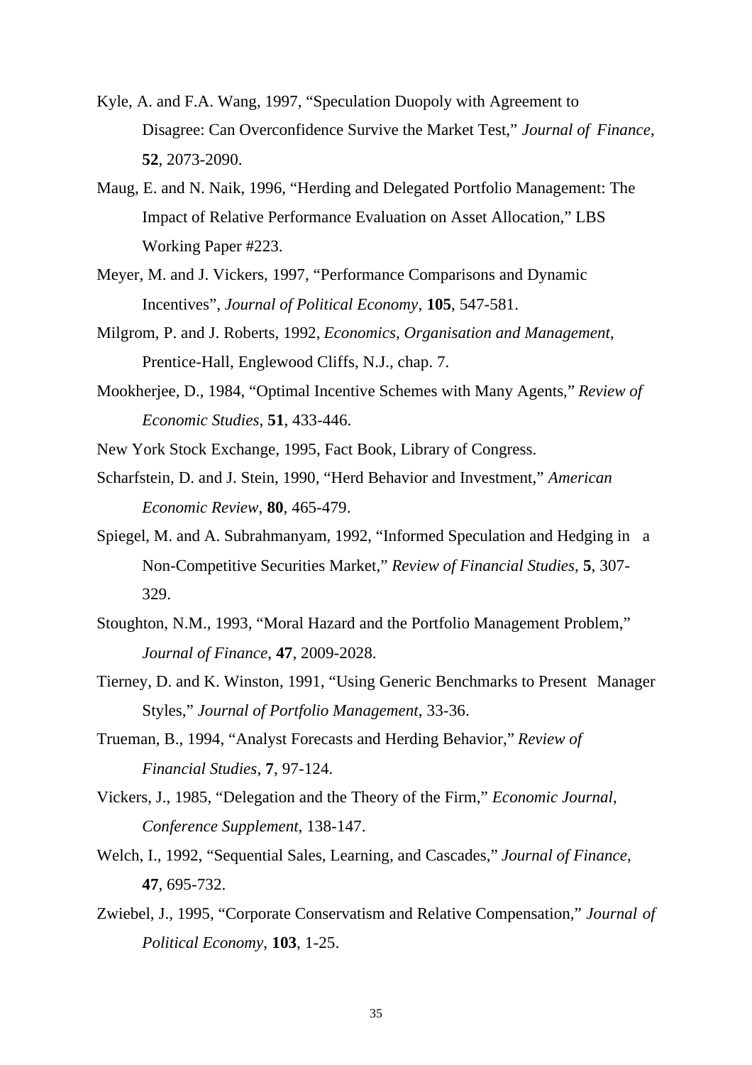Kyle, A. and F.A. Wang, 1997, "Speculation Duopoly with Agreement to Disagree: Can Overconfidence Survive the Market Test," *Journal of Finance*, **52**, 2073-2090.

Maug, E. and N. Naik, 1996, "Herding and Delegated Portfolio Management: The Impact of Relative Performance Evaluation on Asset Allocation," LBS Working Paper #223.

Meyer, M. and J. Vickers, 1997, "Performance Comparisons and Dynamic Incentives", *Journal of Political Economy*, **105**, 547-581.

Milgrom, P. and J. Roberts, 1992, *Economics, Organisation and Management*, Prentice-Hall, Englewood Cliffs, N.J., chap. 7.

Mookherjee, D., 1984, "Optimal Incentive Schemes with Many Agents," *Review of Economic Studies*, **51**, 433-446.

New York Stock Exchange, 1995, Fact Book, Library of Congress.

Scharfstein, D. and J. Stein, 1990, "Herd Behavior and Investment," *American Economic Review*, **80**, 465-479.

Spiegel, M. and A. Subrahmanyam, 1992, "Informed Speculation and Hedging in a Non-Competitive Securities Market," *Review of Financial Studies*, **5**, 307-329.

Stoughton, N.M., 1993, "Moral Hazard and the Portfolio Management Problem," *Journal of Finance*, **47**, 2009-2028.

Tierney, D. and K. Winston, 1991, "Using Generic Benchmarks to Present Manager Styles," *Journal of Portfolio Management*, 33-36.

Trueman, B., 1994, "Analyst Forecasts and Herding Behavior," *Review of Financial Studies*, **7**, 97-124.

Vickers, J., 1985, "Delegation and the Theory of the Firm," *Economic Journal*, *Conference Supplement*, 138-147.

Welch, I., 1992, "Sequential Sales, Learning, and Cascades," *Journal of Finance*, **47**, 695-732.

Zwiebel, J., 1995, "Corporate Conservatism and Relative Compensation," *Journal of Political Economy*, **103**, 1-25.